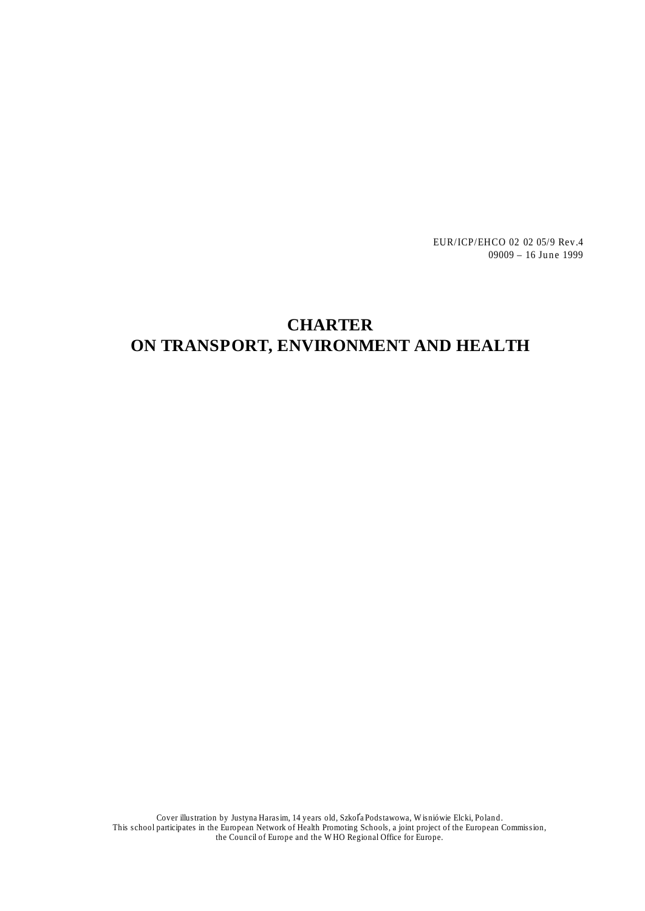EUR/ICP/EHCO 02 02 05/9 Rev.4
09009 – 16 June 1999

# CHARTER ON TRANSPORT, ENVIRONMENT AND HEALTH

Cover illustration by Justyna Harasim, 14 years old, Szkoľa Podstawowa, Wisniówie Elcki, Poland.
This school participates in the European Network of Health Promoting Schools, a joint project of the European Commission, the Council of Europe and the WHO Regional Office for Europe.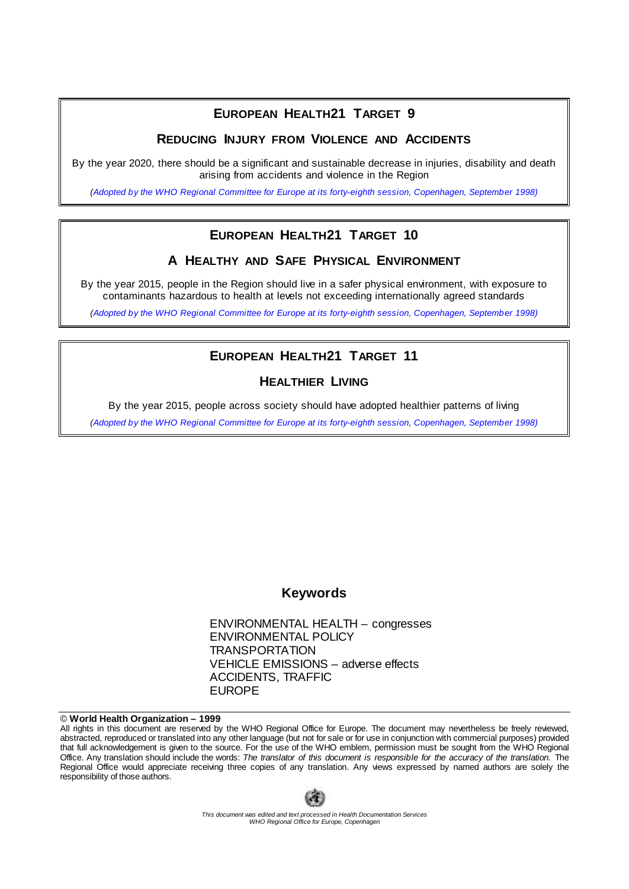## EUROPEAN HEALTH21 TARGET 9

### REDUCING INJURY FROM VIOLENCE AND ACCIDENTS

By the year 2020, there should be a significant and sustainable decrease in injuries, disability and death arising from accidents and violence in the Region

*(Adopted by the WHO Regional Committee for Europe at its forty-eighth session, Copenhagen, September 1998)*

## EUROPEAN HEALTH21 TARGET 10

### A HEALTHY AND SAFE PHYSICAL ENVIRONMENT

By the year 2015, people in the Region should live in a safer physical environment, with exposure to contaminants hazardous to health at levels not exceeding internationally agreed standards

*(Adopted by the WHO Regional Committee for Europe at its forty-eighth session, Copenhagen, September 1998)*

## EUROPEAN HEALTH21 TARGET 11

### HEALTHIER LIVING

By the year 2015, people across society should have adopted healthier patterns of living

*(Adopted by the WHO Regional Committee for Europe at its forty-eighth session, Copenhagen, September 1998)*

## Keywords

ENVIRONMENTAL HEALTH – congresses
ENVIRONMENTAL POLICY
TRANSPORTATION
VEHICLE EMISSIONS – adverse effects
ACCIDENTS, TRAFFIC
EUROPE

© **World Health Organization – 1999**

All rights in this document are reserved by the WHO Regional Office for Europe. The document may nevertheless be freely reviewed, abstracted, reproduced or translated into any other language (but not for sale or for use in conjunction with commercial purposes) provided that full acknowledgement is given to the source. For the use of the WHO emblem, permission must be sought from the WHO Regional Office. Any translation should include the words: *The translator of this document is responsible for the accuracy of the translation.* The Regional Office would appreciate receiving three copies of any translation. Any views expressed by named authors are solely the responsibility of those authors.

*This document was edited and text processed in Health Documentation Services*
*WHO Regional Office for Europe, Copenhagen*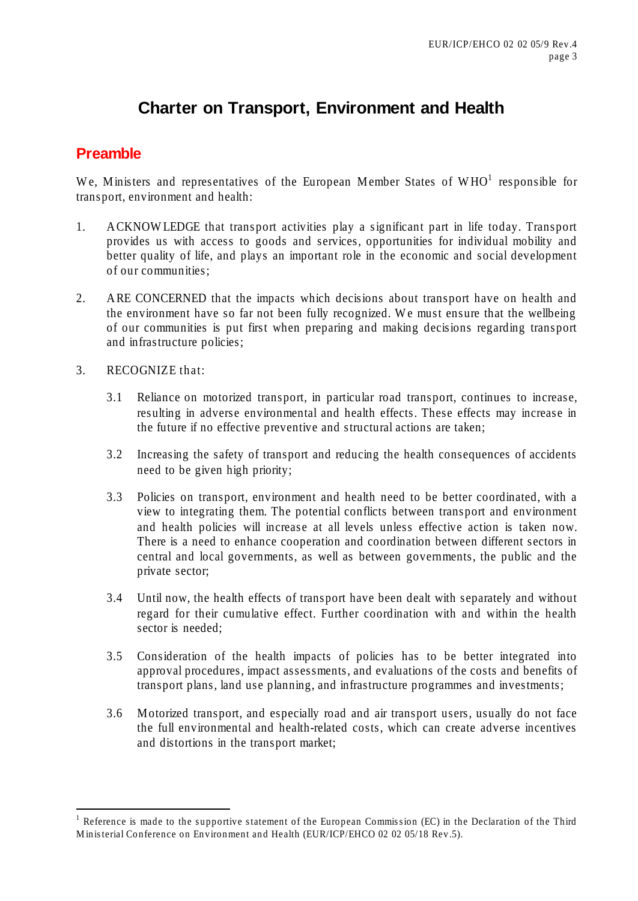# Charter on Transport, Environment and Health

## Preamble

We, Ministers and representatives of the European Member States of WHO[1] responsible for transport, environment and health:

1. ACKNOWLEDGE that transport activities play a significant part in life today. Transport provides us with access to goods and services, opportunities for individual mobility and better quality of life, and plays an important role in the economic and social development of our communities;

2. ARE CONCERNED that the impacts which decisions about transport have on health and the environment have so far not been fully recognized. We must ensure that the wellbeing of our communities is put first when preparing and making decisions regarding transport and infrastructure policies;

3. RECOGNIZE that:

   3.1 Reliance on motorized transport, in particular road transport, continues to increase, resulting in adverse environmental and health effects. These effects may increase in the future if no effective preventive and structural actions are taken;

   3.2 Increasing the safety of transport and reducing the health consequences of accidents need to be given high priority;

   3.3 Policies on transport, environment and health need to be better coordinated, with a view to integrating them. The potential conflicts between transport and environment and health policies will increase at all levels unless effective action is taken now. There is a need to enhance cooperation and coordination between different sectors in central and local governments, as well as between governments, the public and the private sector;

   3.4 Until now, the health effects of transport have been dealt with separately and without regard for their cumulative effect. Further coordination with and within the health sector is needed;

   3.5 Consideration of the health impacts of policies has to be better integrated into approval procedures, impact assessments, and evaluations of the costs and benefits of transport plans, land use planning, and infrastructure programmes and investments;

   3.6 Motorized transport, and especially road and air transport users, usually do not face the full environmental and health-related costs, which can create adverse incentives and distortions in the transport market;

[1] Reference is made to the supportive statement of the European Commission (EC) in the Declaration of the Third Ministerial Conference on Environment and Health (EUR/ICP/EHCO 02 02 05/18 Rev.5).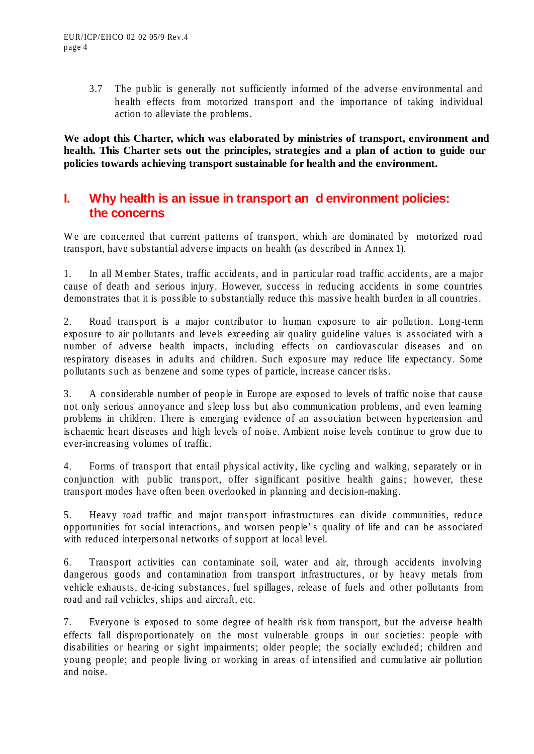3.7 The public is generally not sufficiently informed of the adverse environmental and health effects from motorized transport and the importance of taking individual action to alleviate the problems.

**We adopt this Charter, which was elaborated by ministries of transport, environment and health. This Charter sets out the principles, strategies and a plan of action to guide our policies towards achieving transport sustainable for health and the environment.**

## I. Why health is an issue in transport an d environment policies: the concerns

We are concerned that current patterns of transport, which are dominated by motorized road transport, have substantial adverse impacts on health (as described in Annex 1).

1. In all Member States, traffic accidents, and in particular road traffic accidents, are a major cause of death and serious injury. However, success in reducing accidents in some countries demonstrates that it is possible to substantially reduce this massive health burden in all countries.

2. Road transport is a major contributor to human exposure to air pollution. Long-term exposure to air pollutants and levels exceeding air quality guideline values is associated with a number of adverse health impacts, including effects on cardiovascular diseases and on respiratory diseases in adults and children. Such exposure may reduce life expectancy. Some pollutants such as benzene and some types of particle, increase cancer risks.

3. A considerable number of people in Europe are exposed to levels of traffic noise that cause not only serious annoyance and sleep loss but also communication problems, and even learning problems in children. There is emerging evidence of an association between hypertension and ischaemic heart diseases and high levels of noise. Ambient noise levels continue to grow due to ever-increasing volumes of traffic.

4. Forms of transport that entail physical activity, like cycling and walking, separately or in conjunction with public transport, offer significant positive health gains; however, these transport modes have often been overlooked in planning and decision-making.

5. Heavy road traffic and major transport infrastructures can divide communities, reduce opportunities for social interactions, and worsen people's quality of life and can be associated with reduced interpersonal networks of support at local level.

6. Transport activities can contaminate soil, water and air, through accidents involving dangerous goods and contamination from transport infrastructures, or by heavy metals from vehicle exhausts, de-icing substances, fuel spillages, release of fuels and other pollutants from road and rail vehicles, ships and aircraft, etc.

7. Everyone is exposed to some degree of health risk from transport, but the adverse health effects fall disproportionately on the most vulnerable groups in our societies: people with disabilities or hearing or sight impairments; older people; the socially excluded; children and young people; and people living or working in areas of intensified and cumulative air pollution and noise.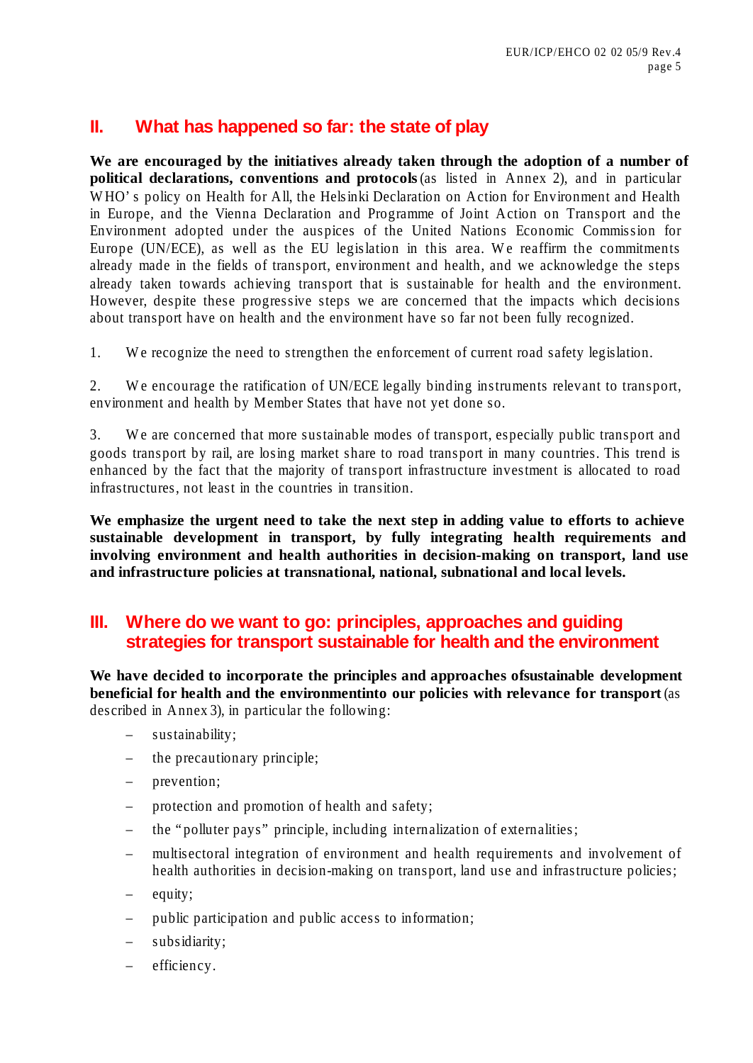## II. What has happened so far: the state of play

**We are encouraged by the initiatives already taken through the adoption of a number of political declarations, conventions and protocols** (as listed in Annex 2), and in particular WHO's policy on Health for All, the Helsinki Declaration on Action for Environment and Health in Europe, and the Vienna Declaration and Programme of Joint Action on Transport and the Environment adopted under the auspices of the United Nations Economic Commission for Europe (UN/ECE), as well as the EU legislation in this area. We reaffirm the commitments already made in the fields of transport, environment and health, and we acknowledge the steps already taken towards achieving transport that is sustainable for health and the environment. However, despite these progressive steps we are concerned that the impacts which decisions about transport have on health and the environment have so far not been fully recognized.

1. We recognize the need to strengthen the enforcement of current road safety legislation.

2. We encourage the ratification of UN/ECE legally binding instruments relevant to transport, environment and health by Member States that have not yet done so.

3. We are concerned that more sustainable modes of transport, especially public transport and goods transport by rail, are losing market share to road transport in many countries. This trend is enhanced by the fact that the majority of transport infrastructure investment is allocated to road infrastructures, not least in the countries in transition.

**We emphasize the urgent need to take the next step in adding value to efforts to achieve sustainable development in transport, by fully integrating health requirements and involving environment and health authorities in decision-making on transport, land use and infrastructure policies at transnational, national, subnational and local levels.**

## III. Where do we want to go: principles, approaches and guiding strategies for transport sustainable for health and the environment

**We have decided to incorporate the principles and approaches of sustainable development beneficial for health and the environment into our policies with relevance for transport** (as described in Annex 3), in particular the following:

- sustainability;
- the precautionary principle;
- prevention;
- protection and promotion of health and safety;
- the "polluter pays" principle, including internalization of externalities;
- multisectoral integration of environment and health requirements and involvement of health authorities in decision-making on transport, land use and infrastructure policies;
- equity;
- public participation and public access to information;
- subsidiarity;
- efficiency.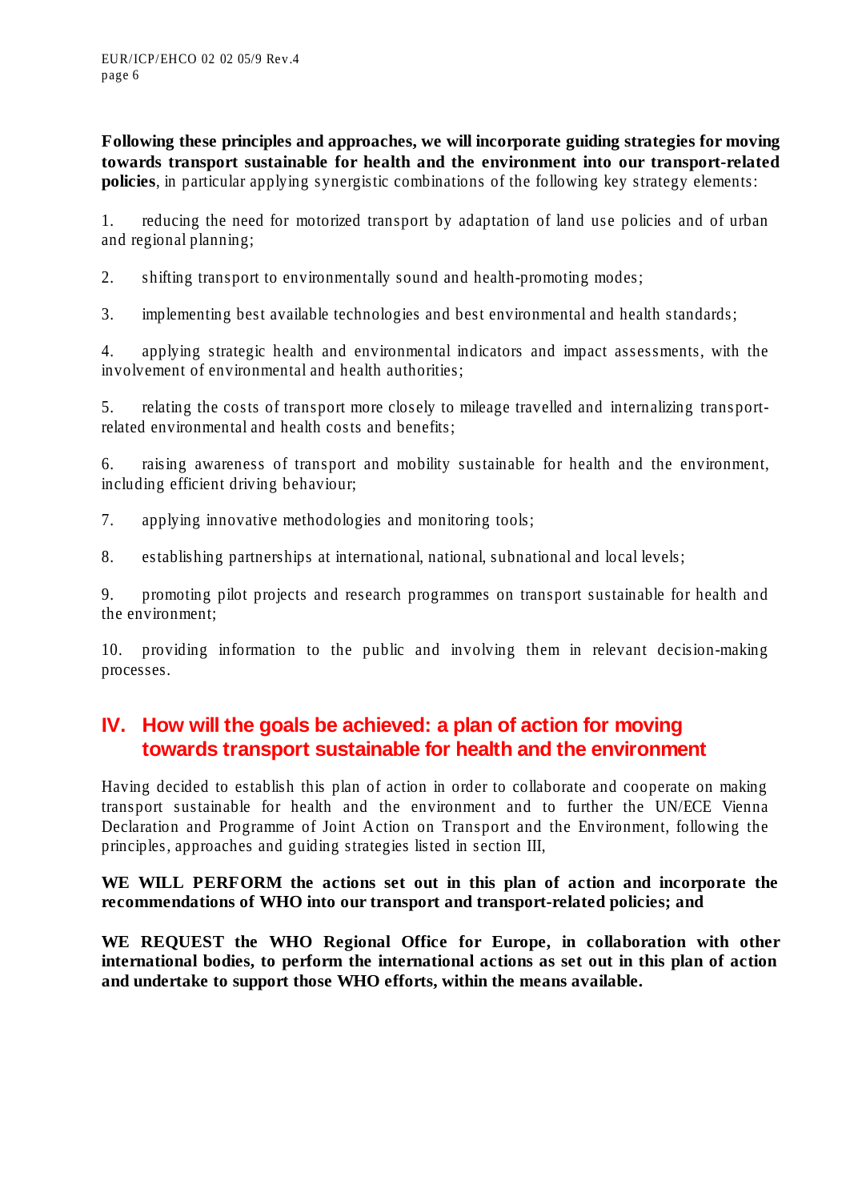**Following these principles and approaches, we will incorporate guiding strategies for moving towards transport sustainable for health and the environment into our transport-related policies**, in particular applying synergistic combinations of the following key strategy elements:

1. reducing the need for motorized transport by adaptation of land use policies and of urban and regional planning;

2. shifting transport to environmentally sound and health-promoting modes;

3. implementing best available technologies and best environmental and health standards;

4. applying strategic health and environmental indicators and impact assessments, with the involvement of environmental and health authorities;

5. relating the costs of transport more closely to mileage travelled and internalizing transport-related environmental and health costs and benefits;

6. raising awareness of transport and mobility sustainable for health and the environment, including efficient driving behaviour;

7. applying innovative methodologies and monitoring tools;

8. establishing partnerships at international, national, subnational and local levels;

9. promoting pilot projects and research programmes on transport sustainable for health and the environment;

10. providing information to the public and involving them in relevant decision-making processes.

## IV. How will the goals be achieved: a plan of action for moving towards transport sustainable for health and the environment

Having decided to establish this plan of action in order to collaborate and cooperate on making transport sustainable for health and the environment and to further the UN/ECE Vienna Declaration and Programme of Joint Action on Transport and the Environment, following the principles, approaches and guiding strategies listed in section III,

**WE WILL PERFORM the actions set out in this plan of action and incorporate the recommendations of WHO into our transport and transport-related policies; and**

**WE REQUEST the WHO Regional Office for Europe, in collaboration with other international bodies, to perform the international actions as set out in this plan of action and undertake to support those WHO efforts, within the means available.**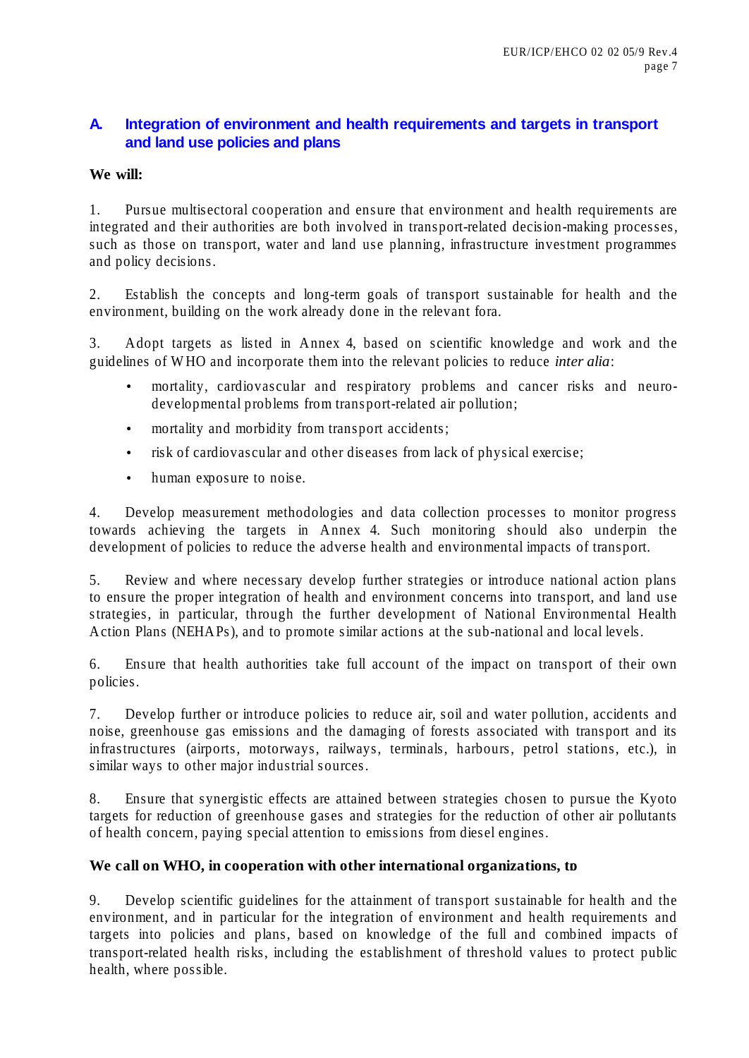## A. Integration of environment and health requirements and targets in transport and land use policies and plans

**We will:**

1. Pursue multisectoral cooperation and ensure that environment and health requirements are integrated and their authorities are both involved in transport-related decision-making processes, such as those on transport, water and land use planning, infrastructure investment programmes and policy decisions.

2. Establish the concepts and long-term goals of transport sustainable for health and the environment, building on the work already done in the relevant fora.

3. Adopt targets as listed in Annex 4, based on scientific knowledge and work and the guidelines of WHO and incorporate them into the relevant policies to reduce *inter alia*:

   - mortality, cardiovascular and respiratory problems and cancer risks and neuro-developmental problems from transport-related air pollution;
   - mortality and morbidity from transport accidents;
   - risk of cardiovascular and other diseases from lack of physical exercise;
   - human exposure to noise.

4. Develop measurement methodologies and data collection processes to monitor progress towards achieving the targets in Annex 4. Such monitoring should also underpin the development of policies to reduce the adverse health and environmental impacts of transport.

5. Review and where necessary develop further strategies or introduce national action plans to ensure the proper integration of health and environment concerns into transport, and land use strategies, in particular, through the further development of National Environmental Health Action Plans (NEHAPs), and to promote similar actions at the sub-national and local levels.

6. Ensure that health authorities take full account of the impact on transport of their own policies.

7. Develop further or introduce policies to reduce air, soil and water pollution, accidents and noise, greenhouse gas emissions and the damaging of forests associated with transport and its infrastructures (airports, motorways, railways, terminals, harbours, petrol stations, etc.), in similar ways to other major industrial sources.

8. Ensure that synergistic effects are attained between strategies chosen to pursue the Kyoto targets for reduction of greenhouse gases and strategies for the reduction of other air pollutants of health concern, paying special attention to emissions from diesel engines.

**We call on WHO, in cooperation with other international organizations, to:**

9. Develop scientific guidelines for the attainment of transport sustainable for health and the environment, and in particular for the integration of environment and health requirements and targets into policies and plans, based on knowledge of the full and combined impacts of transport-related health risks, including the establishment of threshold values to protect public health, where possible.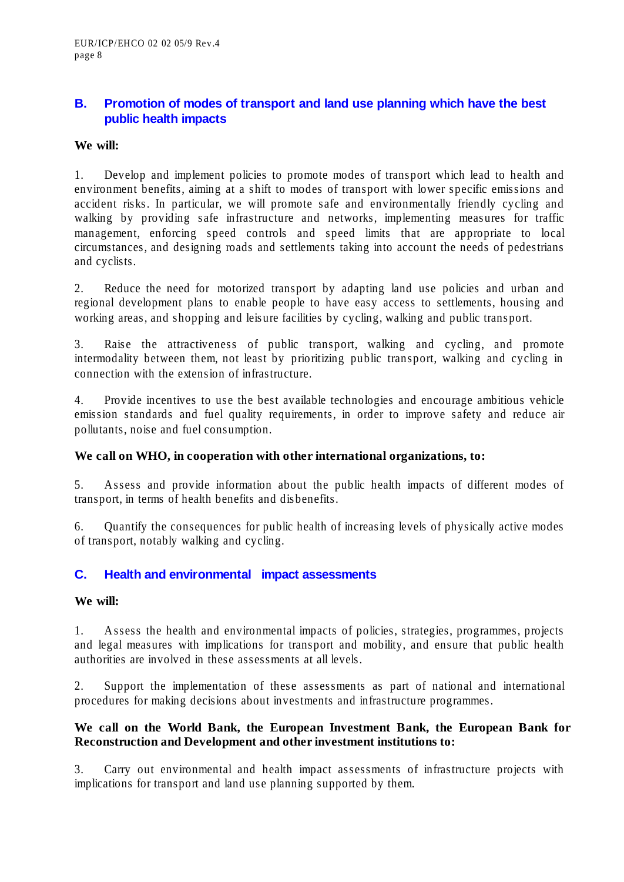## B. Promotion of modes of transport and land use planning which have the best public health impacts

**We will:**

1. Develop and implement policies to promote modes of transport which lead to health and environment benefits, aiming at a shift to modes of transport with lower specific emissions and accident risks. In particular, we will promote safe and environmentally friendly cycling and walking by providing safe infrastructure and networks, implementing measures for traffic management, enforcing speed controls and speed limits that are appropriate to local circumstances, and designing roads and settlements taking into account the needs of pedestrians and cyclists.

2. Reduce the need for motorized transport by adapting land use policies and urban and regional development plans to enable people to have easy access to settlements, housing and working areas, and shopping and leisure facilities by cycling, walking and public transport.

3. Raise the attractiveness of public transport, walking and cycling, and promote intermodality between them, not least by prioritizing public transport, walking and cycling in connection with the extension of infrastructure.

4. Provide incentives to use the best available technologies and encourage ambitious vehicle emission standards and fuel quality requirements, in order to improve safety and reduce air pollutants, noise and fuel consumption.

**We call on WHO, in cooperation with other international organizations, to:**

5. Assess and provide information about the public health impacts of different modes of transport, in terms of health benefits and disbenefits.

6. Quantify the consequences for public health of increasing levels of physically active modes of transport, notably walking and cycling.

## C. Health and environmental impact assessments

**We will:**

1. Assess the health and environmental impacts of policies, strategies, programmes, projects and legal measures with implications for transport and mobility, and ensure that public health authorities are involved in these assessments at all levels.

2. Support the implementation of these assessments as part of national and international procedures for making decisions about investments and infrastructure programmes.

**We call on the World Bank, the European Investment Bank, the European Bank for Reconstruction and Development and other investment institutions to:**

3. Carry out environmental and health impact assessments of infrastructure projects with implications for transport and land use planning supported by them.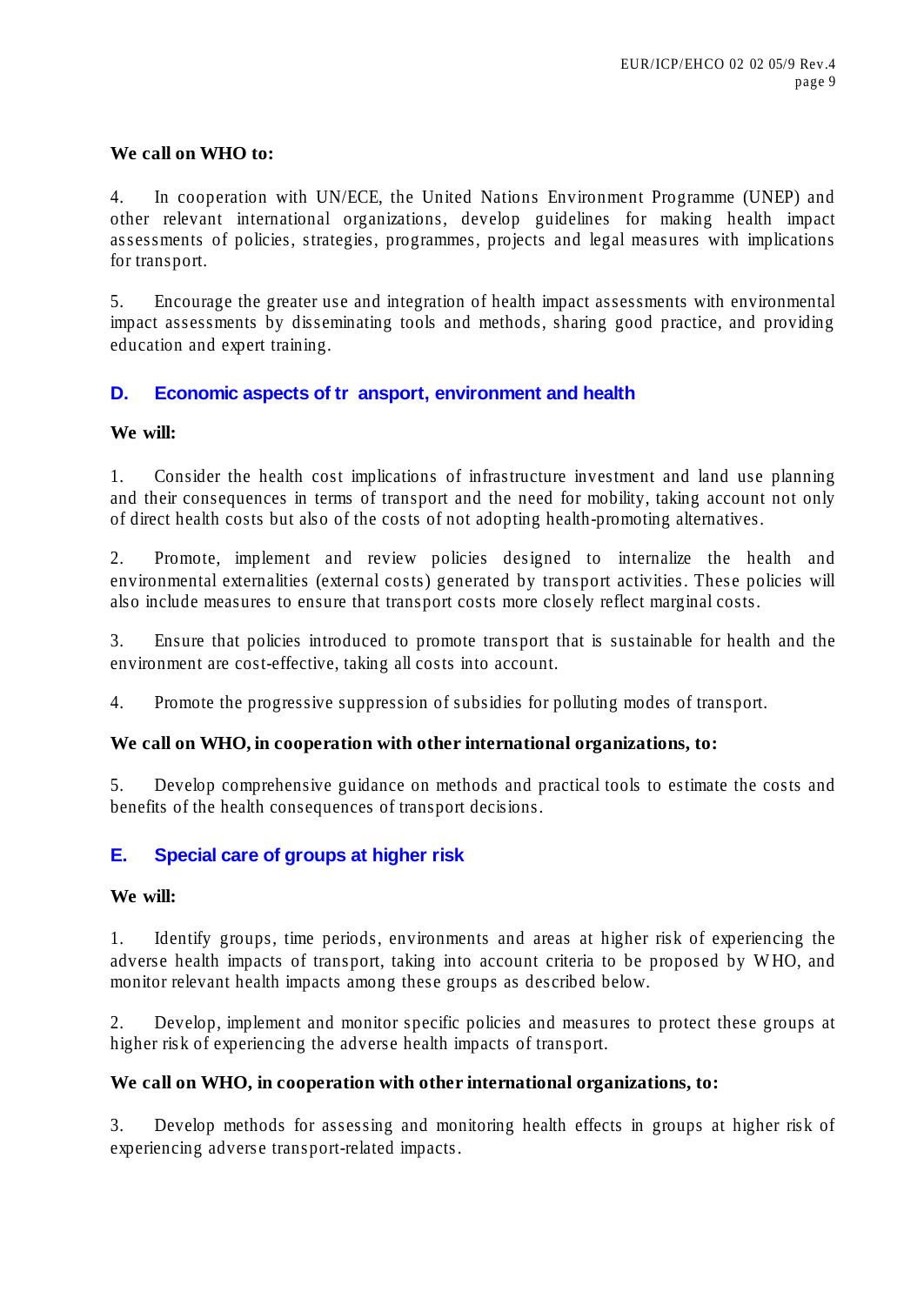**We call on WHO to:**

4. In cooperation with UN/ECE, the United Nations Environment Programme (UNEP) and other relevant international organizations, develop guidelines for making health impact assessments of policies, strategies, programmes, projects and legal measures with implications for transport.

5. Encourage the greater use and integration of health impact assessments with environmental impact assessments by disseminating tools and methods, sharing good practice, and providing education and expert training.

## D. Economic aspects of tr ansport, environment and health

**We will:**

1. Consider the health cost implications of infrastructure investment and land use planning and their consequences in terms of transport and the need for mobility, taking account not only of direct health costs but also of the costs of not adopting health-promoting alternatives.

2. Promote, implement and review policies designed to internalize the health and environmental externalities (external costs) generated by transport activities. These policies will also include measures to ensure that transport costs more closely reflect marginal costs.

3. Ensure that policies introduced to promote transport that is sustainable for health and the environment are cost-effective, taking all costs into account.

4. Promote the progressive suppression of subsidies for polluting modes of transport.

**We call on WHO, in cooperation with other international organizations, to:**

5. Develop comprehensive guidance on methods and practical tools to estimate the costs and benefits of the health consequences of transport decisions.

## E. Special care of groups at higher risk

**We will:**

1. Identify groups, time periods, environments and areas at higher risk of experiencing the adverse health impacts of transport, taking into account criteria to be proposed by WHO, and monitor relevant health impacts among these groups as described below.

2. Develop, implement and monitor specific policies and measures to protect these groups at higher risk of experiencing the adverse health impacts of transport.

**We call on WHO, in cooperation with other international organizations, to:**

3. Develop methods for assessing and monitoring health effects in groups at higher risk of experiencing adverse transport-related impacts.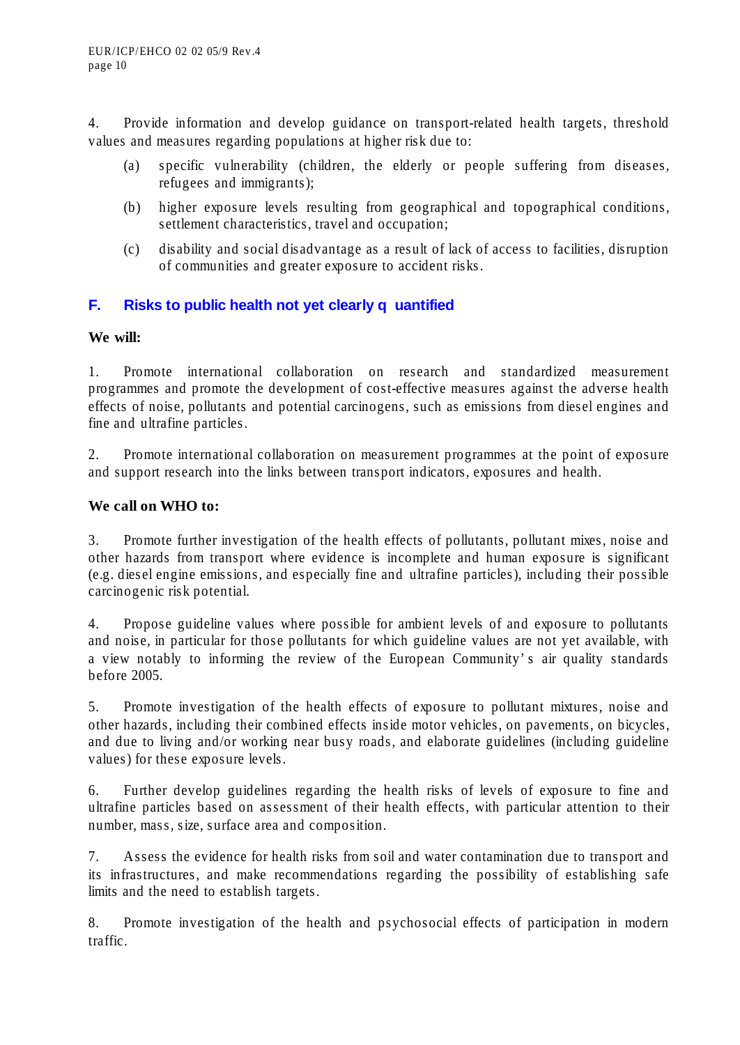4. Provide information and develop guidance on transport-related health targets, threshold values and measures regarding populations at higher risk due to:

   (a) specific vulnerability (children, the elderly or people suffering from diseases, refugees and immigrants);

   (b) higher exposure levels resulting from geographical and topographical conditions, settlement characteristics, travel and occupation;

   (c) disability and social disadvantage as a result of lack of access to facilities, disruption of communities and greater exposure to accident risks.

## F. Risks to public health not yet clearly quantified

**We will:**

1. Promote international collaboration on research and standardized measurement programmes and promote the development of cost-effective measures against the adverse health effects of noise, pollutants and potential carcinogens, such as emissions from diesel engines and fine and ultrafine particles.

2. Promote international collaboration on measurement programmes at the point of exposure and support research into the links between transport indicators, exposures and health.

**We call on WHO to:**

3. Promote further investigation of the health effects of pollutants, pollutant mixes, noise and other hazards from transport where evidence is incomplete and human exposure is significant (e.g. diesel engine emissions, and especially fine and ultrafine particles), including their possible carcinogenic risk potential.

4. Propose guideline values where possible for ambient levels of and exposure to pollutants and noise, in particular for those pollutants for which guideline values are not yet available, with a view notably to informing the review of the European Community's air quality standards before 2005.

5. Promote investigation of the health effects of exposure to pollutant mixtures, noise and other hazards, including their combined effects inside motor vehicles, on pavements, on bicycles, and due to living and/or working near busy roads, and elaborate guidelines (including guideline values) for these exposure levels.

6. Further develop guidelines regarding the health risks of levels of exposure to fine and ultrafine particles based on assessment of their health effects, with particular attention to their number, mass, size, surface area and composition.

7. Assess the evidence for health risks from soil and water contamination due to transport and its infrastructures, and make recommendations regarding the possibility of establishing safe limits and the need to establish targets.

8. Promote investigation of the health and psychosocial effects of participation in modern traffic.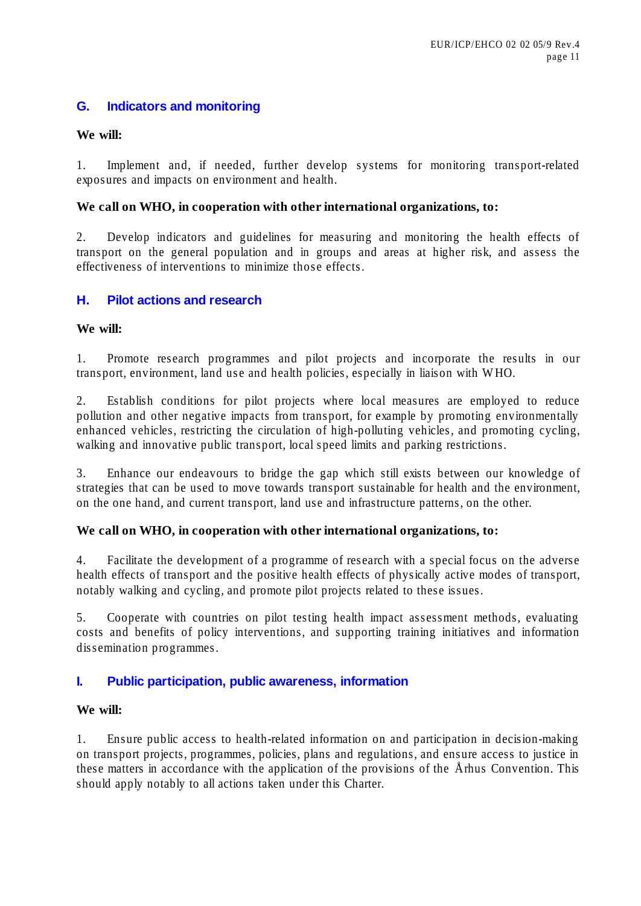## G. Indicators and monitoring

**We will:**

1. Implement and, if needed, further develop systems for monitoring transport-related exposures and impacts on environment and health.

**We call on WHO, in cooperation with other international organizations, to:**

2. Develop indicators and guidelines for measuring and monitoring the health effects of transport on the general population and in groups and areas at higher risk, and assess the effectiveness of interventions to minimize those effects.

## H. Pilot actions and research

**We will:**

1. Promote research programmes and pilot projects and incorporate the results in our transport, environment, land use and health policies, especially in liaison with WHO.

2. Establish conditions for pilot projects where local measures are employed to reduce pollution and other negative impacts from transport, for example by promoting environmentally enhanced vehicles, restricting the circulation of high-polluting vehicles, and promoting cycling, walking and innovative public transport, local speed limits and parking restrictions.

3. Enhance our endeavours to bridge the gap which still exists between our knowledge of strategies that can be used to move towards transport sustainable for health and the environment, on the one hand, and current transport, land use and infrastructure patterns, on the other.

**We call on WHO, in cooperation with other international organizations, to:**

4. Facilitate the development of a programme of research with a special focus on the adverse health effects of transport and the positive health effects of physically active modes of transport, notably walking and cycling, and promote pilot projects related to these issues.

5. Cooperate with countries on pilot testing health impact assessment methods, evaluating costs and benefits of policy interventions, and supporting training initiatives and information dissemination programmes.

## I. Public participation, public awareness, information

**We will:**

1. Ensure public access to health-related information on and participation in decision-making on transport projects, programmes, policies, plans and regulations, and ensure access to justice in these matters in accordance with the application of the provisions of the Århus Convention. This should apply notably to all actions taken under this Charter.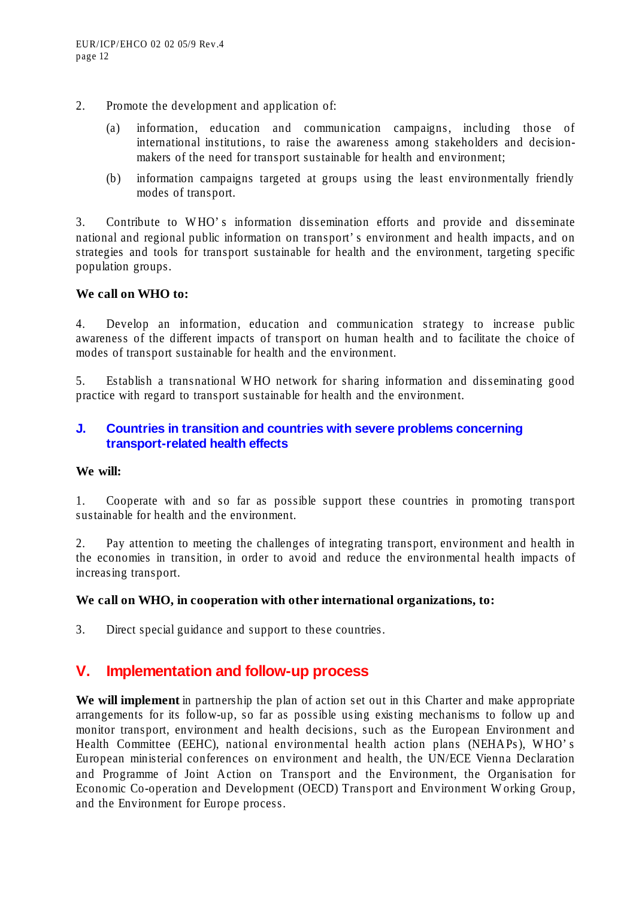2. Promote the development and application of:

   (a) information, education and communication campaigns, including those of international institutions, to raise the awareness among stakeholders and decision-makers of the need for transport sustainable for health and environment;

   (b) information campaigns targeted at groups using the least environmentally friendly modes of transport.

3. Contribute to WHO's information dissemination efforts and provide and disseminate national and regional public information on transport's environment and health impacts, and on strategies and tools for transport sustainable for health and the environment, targeting specific population groups.

**We call on WHO to:**

4. Develop an information, education and communication strategy to increase public awareness of the different impacts of transport on human health and to facilitate the choice of modes of transport sustainable for health and the environment.

5. Establish a transnational WHO network for sharing information and disseminating good practice with regard to transport sustainable for health and the environment.

### J. Countries in transition and countries with severe problems concerning transport-related health effects

**We will:**

1. Cooperate with and so far as possible support these countries in promoting transport sustainable for health and the environment.

2. Pay attention to meeting the challenges of integrating transport, environment and health in the economies in transition, in order to avoid and reduce the environmental health impacts of increasing transport.

**We call on WHO, in cooperation with other international organizations, to:**

3. Direct special guidance and support to these countries.

## V. Implementation and follow-up process

**We will implement** in partnership the plan of action set out in this Charter and make appropriate arrangements for its follow-up, so far as possible using existing mechanisms to follow up and monitor transport, environment and health decisions, such as the European Environment and Health Committee (EEHC), national environmental health action plans (NEHAPs), WHO's European ministerial conferences on environment and health, the UN/ECE Vienna Declaration and Programme of Joint Action on Transport and the Environment, the Organisation for Economic Co-operation and Development (OECD) Transport and Environment Working Group, and the Environment for Europe process.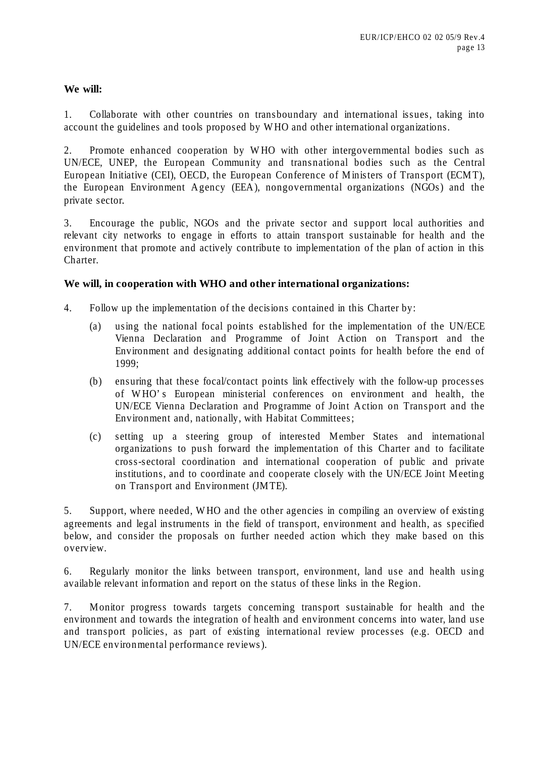**We will:**

1. Collaborate with other countries on transboundary and international issues, taking into account the guidelines and tools proposed by WHO and other international organizations.

2. Promote enhanced cooperation by WHO with other intergovernmental bodies such as UN/ECE, UNEP, the European Community and transnational bodies such as the Central European Initiative (CEI), OECD, the European Conference of Ministers of Transport (ECMT), the European Environment Agency (EEA), nongovernmental organizations (NGOs) and the private sector.

3. Encourage the public, NGOs and the private sector and support local authorities and relevant city networks to engage in efforts to attain transport sustainable for health and the environment that promote and actively contribute to implementation of the plan of action in this Charter.

**We will, in cooperation with WHO and other international organizations:**

4. Follow up the implementation of the decisions contained in this Charter by:

   (a) using the national focal points established for the implementation of the UN/ECE Vienna Declaration and Programme of Joint Action on Transport and the Environment and designating additional contact points for health before the end of 1999;

   (b) ensuring that these focal/contact points link effectively with the follow-up processes of WHO's European ministerial conferences on environment and health, the UN/ECE Vienna Declaration and Programme of Joint Action on Transport and the Environment and, nationally, with Habitat Committees;

   (c) setting up a steering group of interested Member States and international organizations to push forward the implementation of this Charter and to facilitate cross-sectoral coordination and international cooperation of public and private institutions, and to coordinate and cooperate closely with the UN/ECE Joint Meeting on Transport and Environment (JMTE).

5. Support, where needed, WHO and the other agencies in compiling an overview of existing agreements and legal instruments in the field of transport, environment and health, as specified below, and consider the proposals on further needed action which they make based on this overview.

6. Regularly monitor the links between transport, environment, land use and health using available relevant information and report on the status of these links in the Region.

7. Monitor progress towards targets concerning transport sustainable for health and the environment and towards the integration of health and environment concerns into water, land use and transport policies, as part of existing international review processes (e.g. OECD and UN/ECE environmental performance reviews).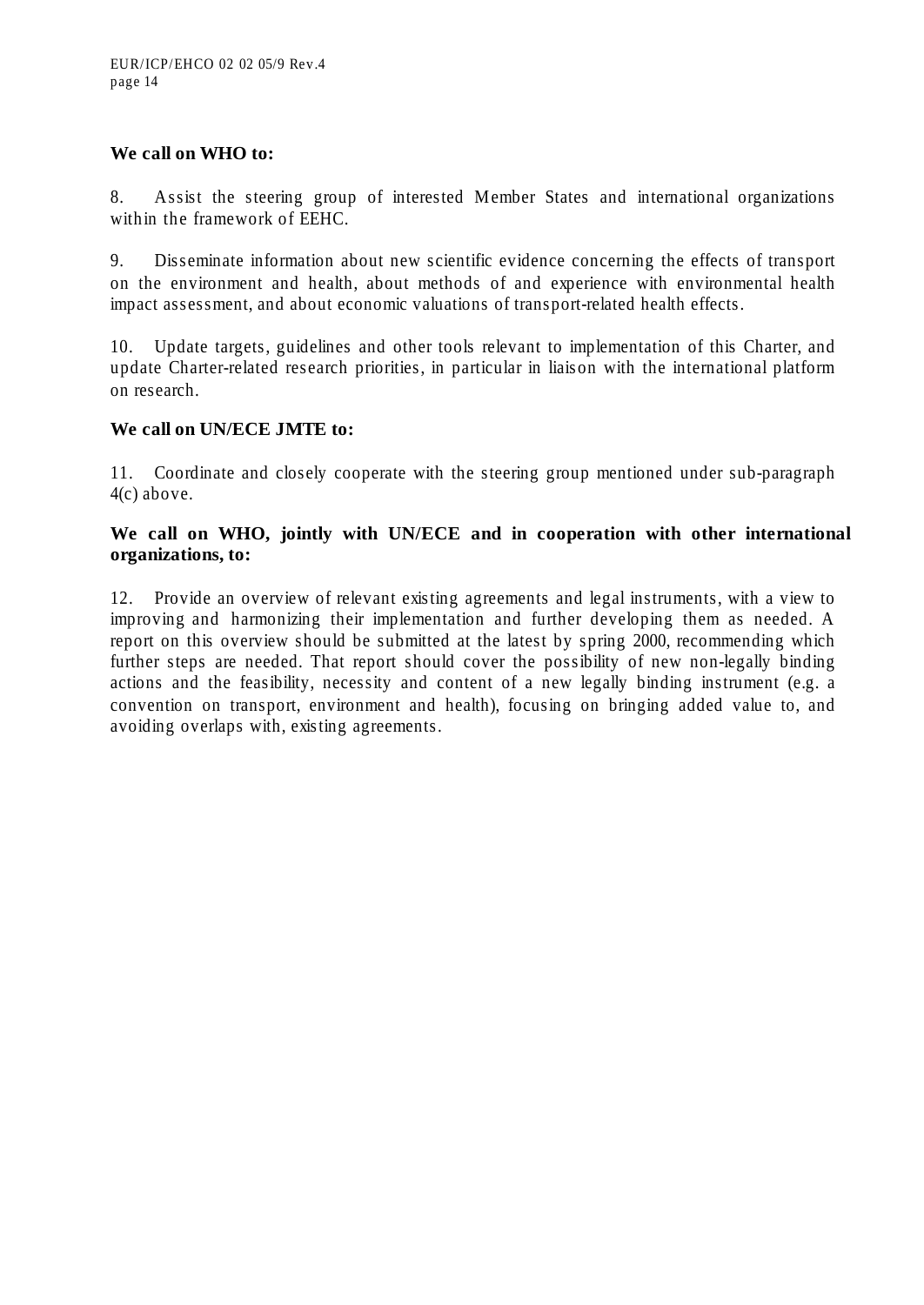**We call on WHO to:**

8. Assist the steering group of interested Member States and international organizations within the framework of EEHC.

9. Disseminate information about new scientific evidence concerning the effects of transport on the environment and health, about methods of and experience with environmental health impact assessment, and about economic valuations of transport-related health effects.

10. Update targets, guidelines and other tools relevant to implementation of this Charter, and update Charter-related research priorities, in particular in liaison with the international platform on research.

**We call on UN/ECE JMTE to:**

11. Coordinate and closely cooperate with the steering group mentioned under sub-paragraph 4(c) above.

**We call on WHO, jointly with UN/ECE and in cooperation with other international organizations, to:**

12. Provide an overview of relevant existing agreements and legal instruments, with a view to improving and harmonizing their implementation and further developing them as needed. A report on this overview should be submitted at the latest by spring 2000, recommending which further steps are needed. That report should cover the possibility of new non-legally binding actions and the feasibility, necessity and content of a new legally binding instrument (e.g. a convention on transport, environment and health), focusing on bringing added value to, and avoiding overlaps with, existing agreements.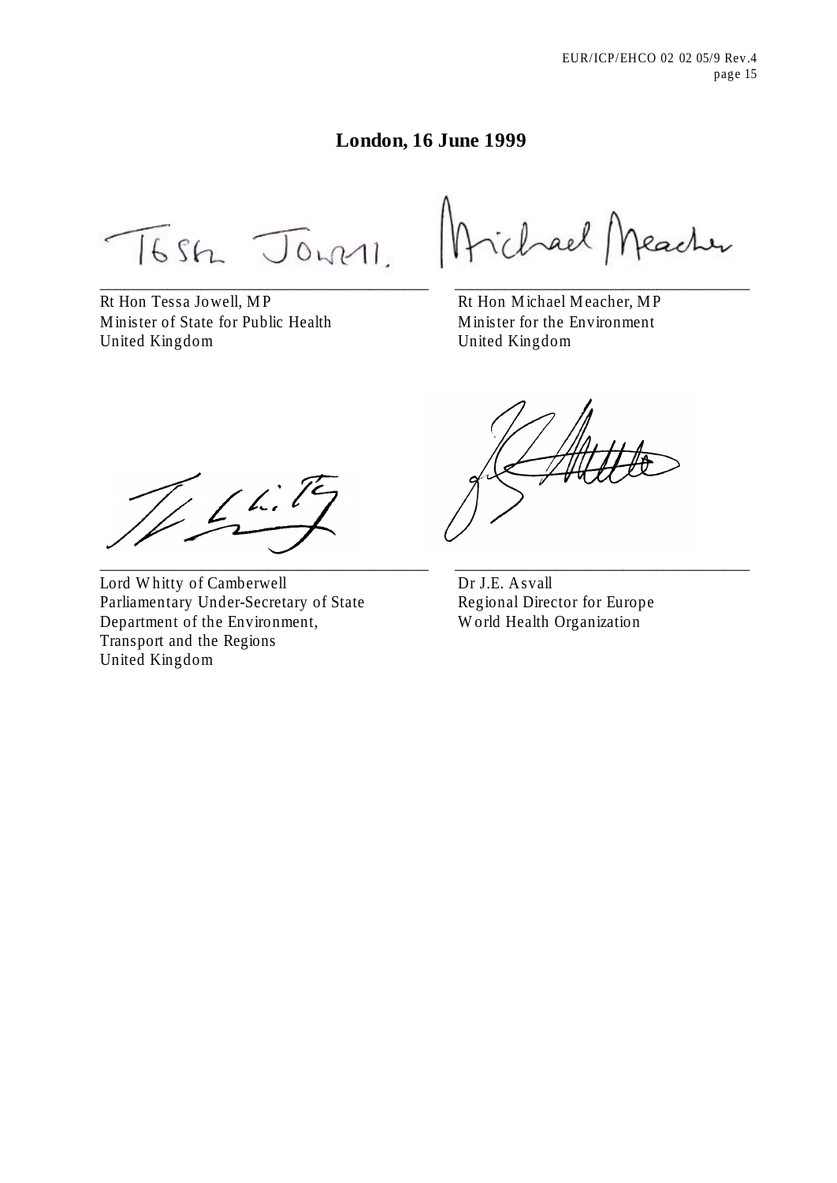**London, 16 June 1999**

Rt Hon Tessa Jowell, MP
Minister of State for Public Health
United Kingdom

Rt Hon Michael Meacher, MP
Minister for the Environment
United Kingdom

Lord Whitty of Camberwell
Parliamentary Under-Secretary of State
Department of the Environment,
Transport and the Regions
United Kingdom

Dr J.E. Asvall
Regional Director for Europe
World Health Organization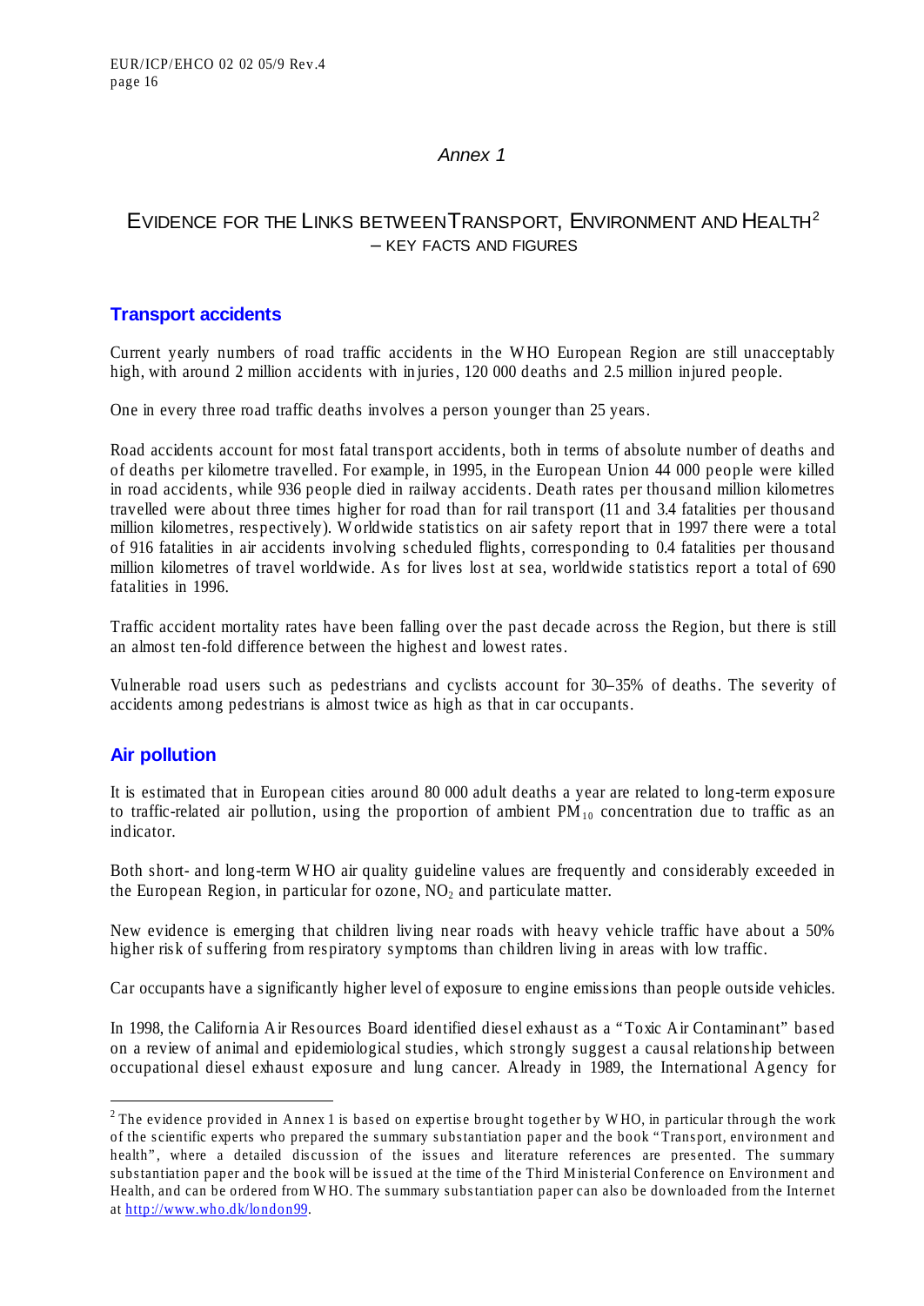*Annex 1*

# EVIDENCE FOR THE LINKS BETWEEN TRANSPORT, ENVIRONMENT AND HEALTH[2] – KEY FACTS AND FIGURES

## Transport accidents

Current yearly numbers of road traffic accidents in the WHO European Region are still unacceptably high, with around 2 million accidents with injuries, 120 000 deaths and 2.5 million injured people.

One in every three road traffic deaths involves a person younger than 25 years.

Road accidents account for most fatal transport accidents, both in terms of absolute number of deaths and of deaths per kilometre travelled. For example, in 1995, in the European Union 44 000 people were killed in road accidents, while 936 people died in railway accidents. Death rates per thousand million kilometres travelled were about three times higher for road than for rail transport (11 and 3.4 fatalities per thousand million kilometres, respectively). Worldwide statistics on air safety report that in 1997 there were a total of 916 fatalities in air accidents involving scheduled flights, corresponding to 0.4 fatalities per thousand million kilometres of travel worldwide. As for lives lost at sea, worldwide statistics report a total of 690 fatalities in 1996.

Traffic accident mortality rates have been falling over the past decade across the Region, but there is still an almost ten-fold difference between the highest and lowest rates.

Vulnerable road users such as pedestrians and cyclists account for 30–35% of deaths. The severity of accidents among pedestrians is almost twice as high as that in car occupants.

## Air pollution

It is estimated that in European cities around 80 000 adult deaths a year are related to long-term exposure to traffic-related air pollution, using the proportion of ambient $PM_{10}$ concentration due to traffic as an indicator.

Both short- and long-term WHO air quality guideline values are frequently and considerably exceeded in the European Region, in particular for ozone, $NO_2$ and particulate matter.

New evidence is emerging that children living near roads with heavy vehicle traffic have about a 50% higher risk of suffering from respiratory symptoms than children living in areas with low traffic.

Car occupants have a significantly higher level of exposure to engine emissions than people outside vehicles.

In 1998, the California Air Resources Board identified diesel exhaust as a "Toxic Air Contaminant" based on a review of animal and epidemiological studies, which strongly suggest a causal relationship between occupational diesel exhaust exposure and lung cancer. Already in 1989, the International Agency for

[2] The evidence provided in Annex 1 is based on expertise brought together by WHO, in particular through the work of the scientific experts who prepared the summary substantiation paper and the book "Transport, environment and health", where a detailed discussion of the issues and literature references are presented. The summary substantiation paper and the book will be issued at the time of the Third Ministerial Conference on Environment and Health, and can be ordered from WHO. The summary substantiation paper can also be downloaded from the Internet at http://www.who.dk/london99.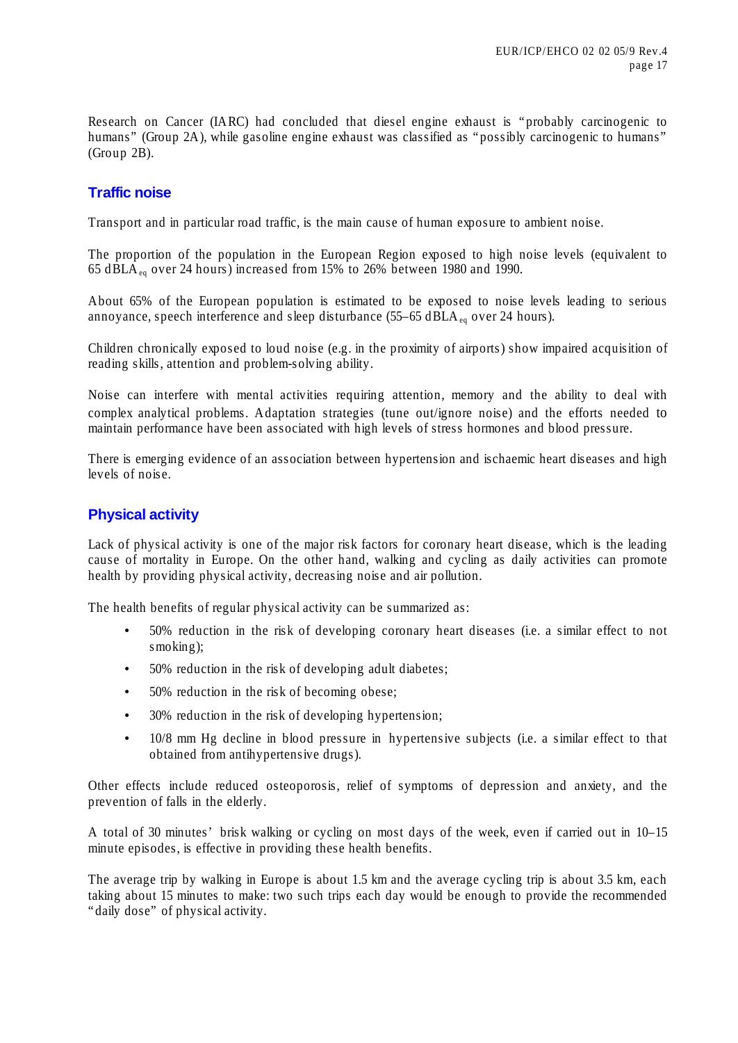Research on Cancer (IARC) had concluded that diesel engine exhaust is "probably carcinogenic to humans" (Group 2A), while gasoline engine exhaust was classified as "possibly carcinogenic to humans" (Group 2B).

## Traffic noise

Transport and in particular road traffic, is the main cause of human exposure to ambient noise.

The proportion of the population in the European Region exposed to high noise levels (equivalent to 65 $dBLA_{eq}$ over 24 hours) increased from 15% to 26% between 1980 and 1990.

About 65% of the European population is estimated to be exposed to noise levels leading to serious annoyance, speech interference and sleep disturbance (55–65 $dBLA_{eq}$ over 24 hours).

Children chronically exposed to loud noise (e.g. in the proximity of airports) show impaired acquisition of reading skills, attention and problem-solving ability.

Noise can interfere with mental activities requiring attention, memory and the ability to deal with complex analytical problems. Adaptation strategies (tune out/ignore noise) and the efforts needed to maintain performance have been associated with high levels of stress hormones and blood pressure.

There is emerging evidence of an association between hypertension and ischaemic heart diseases and high levels of noise.

## Physical activity

Lack of physical activity is one of the major risk factors for coronary heart disease, which is the leading cause of mortality in Europe. On the other hand, walking and cycling as daily activities can promote health by providing physical activity, decreasing noise and air pollution.

The health benefits of regular physical activity can be summarized as:

- 50% reduction in the risk of developing coronary heart diseases (i.e. a similar effect to not smoking);
- 50% reduction in the risk of developing adult diabetes;
- 50% reduction in the risk of becoming obese;
- 30% reduction in the risk of developing hypertension;
- 10/8 mm Hg decline in blood pressure in hypertensive subjects (i.e. a similar effect to that obtained from antihypertensive drugs).

Other effects include reduced osteoporosis, relief of symptoms of depression and anxiety, and the prevention of falls in the elderly.

A total of 30 minutes' brisk walking or cycling on most days of the week, even if carried out in 10–15 minute episodes, is effective in providing these health benefits.

The average trip by walking in Europe is about 1.5 km and the average cycling trip is about 3.5 km, each taking about 15 minutes to make: two such trips each day would be enough to provide the recommended "daily dose" of physical activity.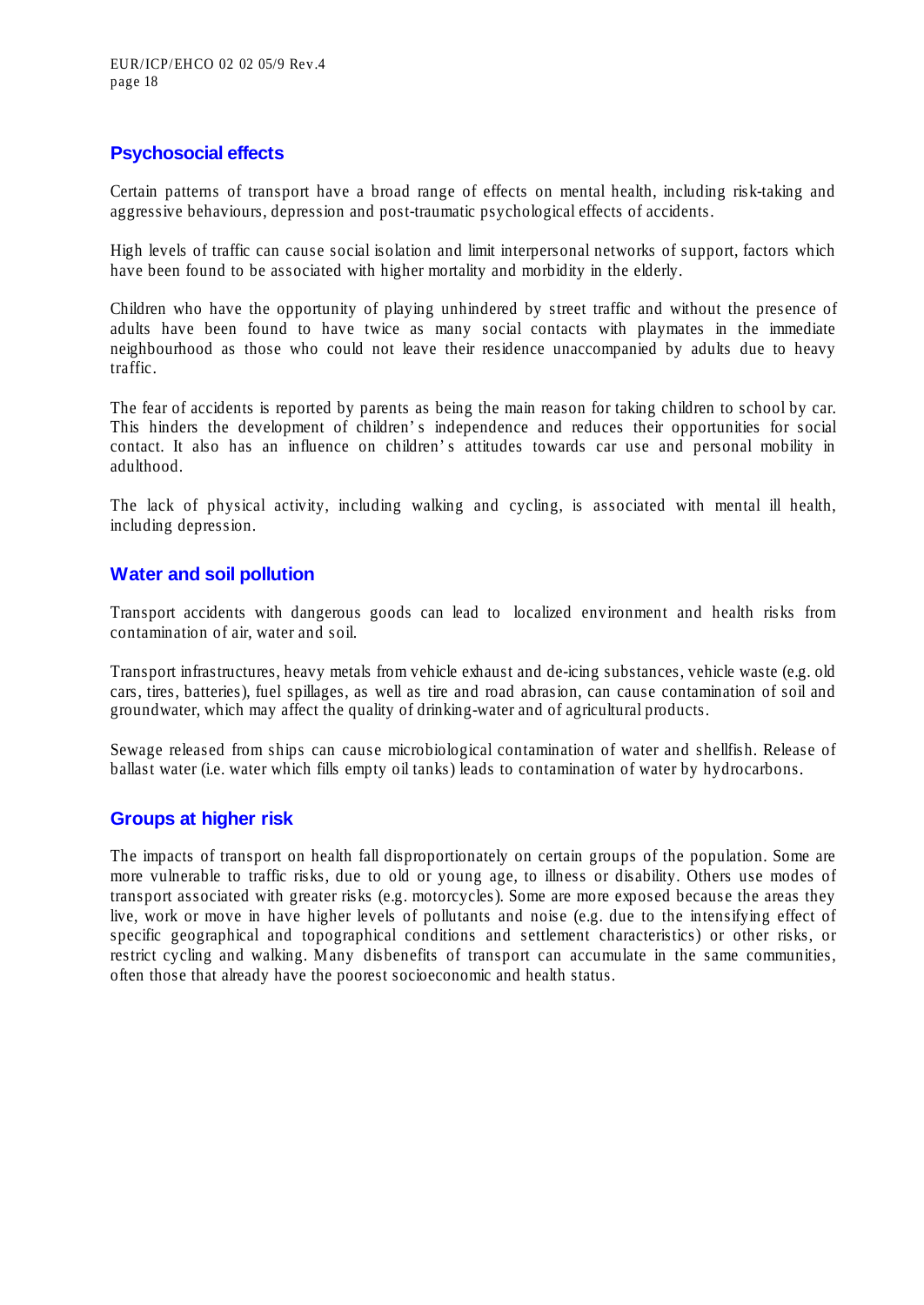## Psychosocial effects

Certain patterns of transport have a broad range of effects on mental health, including risk-taking and aggressive behaviours, depression and post-traumatic psychological effects of accidents.

High levels of traffic can cause social isolation and limit interpersonal networks of support, factors which have been found to be associated with higher mortality and morbidity in the elderly.

Children who have the opportunity of playing unhindered by street traffic and without the presence of adults have been found to have twice as many social contacts with playmates in the immediate neighbourhood as those who could not leave their residence unaccompanied by adults due to heavy traffic.

The fear of accidents is reported by parents as being the main reason for taking children to school by car. This hinders the development of children's independence and reduces their opportunities for social contact. It also has an influence on children's attitudes towards car use and personal mobility in adulthood.

The lack of physical activity, including walking and cycling, is associated with mental ill health, including depression.

## Water and soil pollution

Transport accidents with dangerous goods can lead to localized environment and health risks from contamination of air, water and soil.

Transport infrastructures, heavy metals from vehicle exhaust and de-icing substances, vehicle waste (e.g. old cars, tires, batteries), fuel spillages, as well as tire and road abrasion, can cause contamination of soil and groundwater, which may affect the quality of drinking-water and of agricultural products.

Sewage released from ships can cause microbiological contamination of water and shellfish. Release of ballast water (i.e. water which fills empty oil tanks) leads to contamination of water by hydrocarbons.

## Groups at higher risk

The impacts of transport on health fall disproportionately on certain groups of the population. Some are more vulnerable to traffic risks, due to old or young age, to illness or disability. Others use modes of transport associated with greater risks (e.g. motorcycles). Some are more exposed because the areas they live, work or move in have higher levels of pollutants and noise (e.g. due to the intensifying effect of specific geographical and topographical conditions and settlement characteristics) or other risks, or restrict cycling and walking. Many disbenefits of transport can accumulate in the same communities, often those that already have the poorest socioeconomic and health status.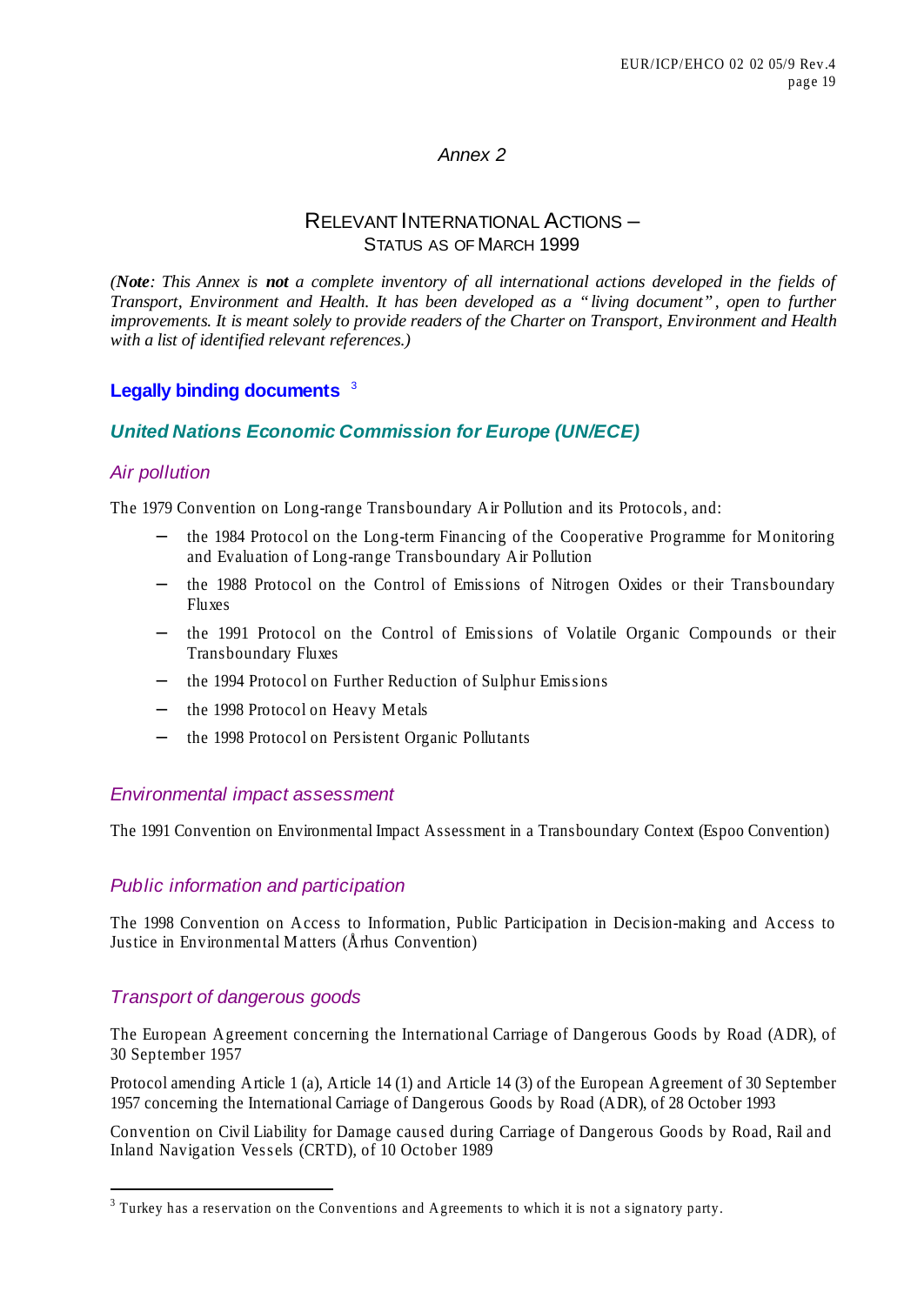# Annex 2

## RELEVANT INTERNATIONAL ACTIONS – STATUS AS OF MARCH 1999

*(**Note**: This Annex is **not** a complete inventory of all international actions developed in the fields of Transport, Environment and Health. It has been developed as a "living document", open to further improvements. It is meant solely to provide readers of the Charter on Transport, Environment and Health with a list of identified relevant references.)*

## Legally binding documents [3]

### *United Nations Economic Commission for Europe (UN/ECE)*

#### *Air pollution*

The 1979 Convention on Long-range Transboundary Air Pollution and its Protocols, and:

- the 1984 Protocol on the Long-term Financing of the Cooperative Programme for Monitoring and Evaluation of Long-range Transboundary Air Pollution
- the 1988 Protocol on the Control of Emissions of Nitrogen Oxides or their Transboundary Fluxes
- the 1991 Protocol on the Control of Emissions of Volatile Organic Compounds or their Transboundary Fluxes
- the 1994 Protocol on Further Reduction of Sulphur Emissions
- the 1998 Protocol on Heavy Metals
- the 1998 Protocol on Persistent Organic Pollutants

#### *Environmental impact assessment*

The 1991 Convention on Environmental Impact Assessment in a Transboundary Context (Espoo Convention)

#### *Public information and participation*

The 1998 Convention on Access to Information, Public Participation in Decision-making and Access to Justice in Environmental Matters (Århus Convention)

#### *Transport of dangerous goods*

The European Agreement concerning the International Carriage of Dangerous Goods by Road (ADR), of 30 September 1957

Protocol amending Article 1 (a), Article 14 (1) and Article 14 (3) of the European Agreement of 30 September 1957 concerning the International Carriage of Dangerous Goods by Road (ADR), of 28 October 1993

Convention on Civil Liability for Damage caused during Carriage of Dangerous Goods by Road, Rail and Inland Navigation Vessels (CRTD), of 10 October 1989

---

[3] Turkey has a reservation on the Conventions and Agreements to which it is not a signatory party.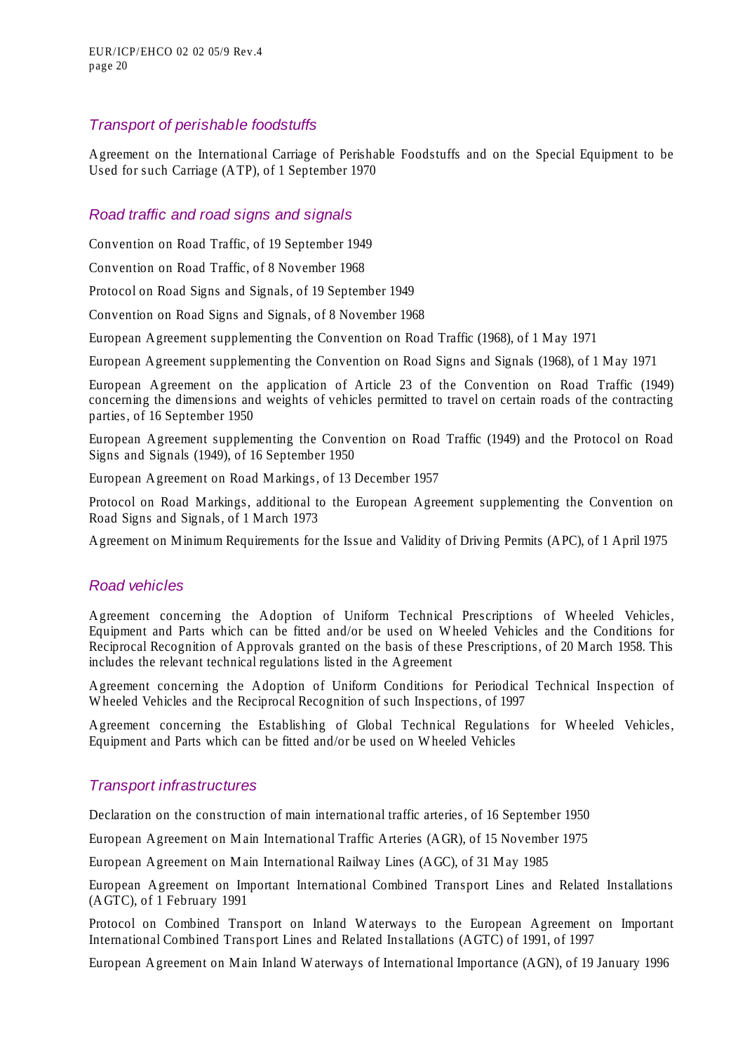### *Transport of perishable foodstuffs*

Agreement on the International Carriage of Perishable Foodstuffs and on the Special Equipment to be Used for such Carriage (ATP), of 1 September 1970

### *Road traffic and road signs and signals*

Convention on Road Traffic, of 19 September 1949

Convention on Road Traffic, of 8 November 1968

Protocol on Road Signs and Signals, of 19 September 1949

Convention on Road Signs and Signals, of 8 November 1968

European Agreement supplementing the Convention on Road Traffic (1968), of 1 May 1971

European Agreement supplementing the Convention on Road Signs and Signals (1968), of 1 May 1971

European Agreement on the application of Article 23 of the Convention on Road Traffic (1949) concerning the dimensions and weights of vehicles permitted to travel on certain roads of the contracting parties, of 16 September 1950

European Agreement supplementing the Convention on Road Traffic (1949) and the Protocol on Road Signs and Signals (1949), of 16 September 1950

European Agreement on Road Markings, of 13 December 1957

Protocol on Road Markings, additional to the European Agreement supplementing the Convention on Road Signs and Signals, of 1 March 1973

Agreement on Minimum Requirements for the Issue and Validity of Driving Permits (APC), of 1 April 1975

### *Road vehicles*

Agreement concerning the Adoption of Uniform Technical Prescriptions of Wheeled Vehicles, Equipment and Parts which can be fitted and/or be used on Wheeled Vehicles and the Conditions for Reciprocal Recognition of Approvals granted on the basis of these Prescriptions, of 20 March 1958. This includes the relevant technical regulations listed in the Agreement

Agreement concerning the Adoption of Uniform Conditions for Periodical Technical Inspection of Wheeled Vehicles and the Reciprocal Recognition of such Inspections, of 1997

Agreement concerning the Establishing of Global Technical Regulations for Wheeled Vehicles, Equipment and Parts which can be fitted and/or be used on Wheeled Vehicles

### *Transport infrastructures*

Declaration on the construction of main international traffic arteries, of 16 September 1950

European Agreement on Main International Traffic Arteries (AGR), of 15 November 1975

European Agreement on Main International Railway Lines (AGC), of 31 May 1985

European Agreement on Important International Combined Transport Lines and Related Installations (AGTC), of 1 February 1991

Protocol on Combined Transport on Inland Waterways to the European Agreement on Important International Combined Transport Lines and Related Installations (AGTC) of 1991, of 1997

European Agreement on Main Inland Waterways of International Importance (AGN), of 19 January 1996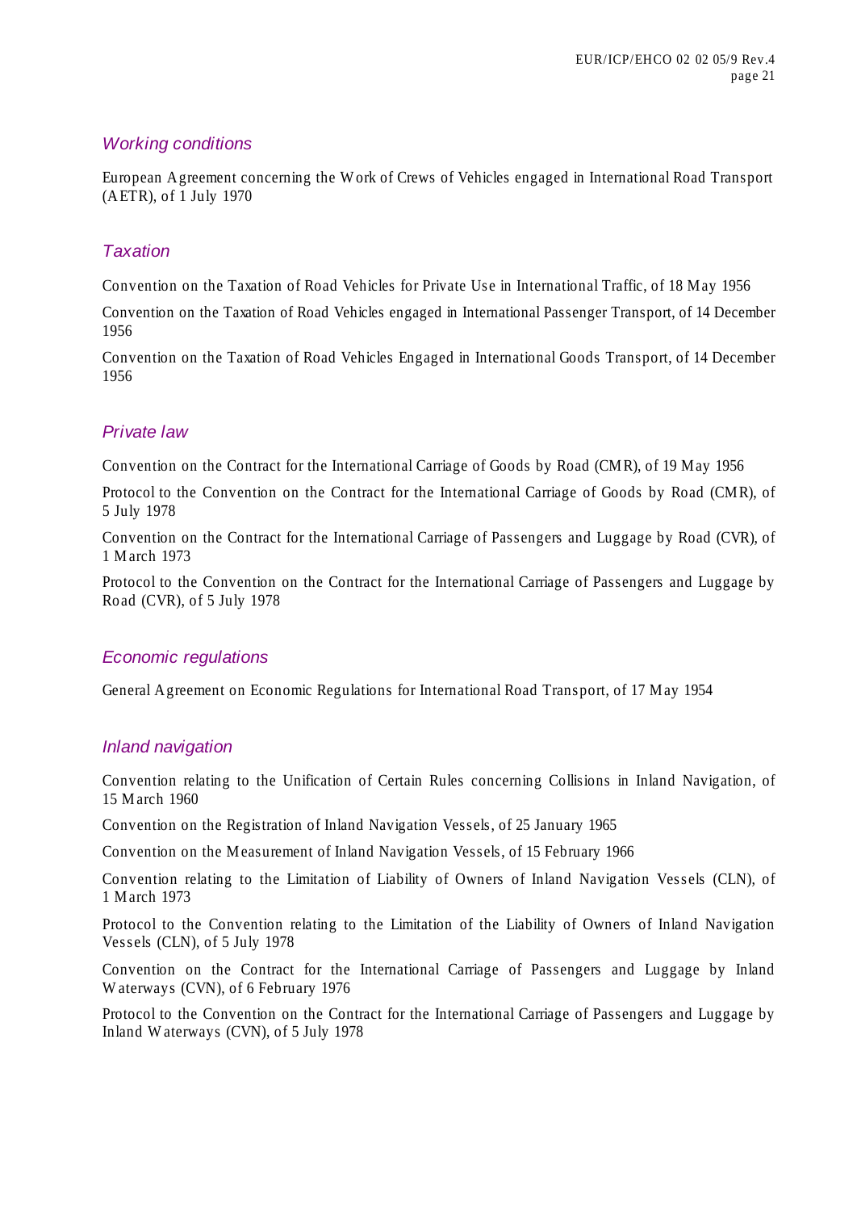### *Working conditions*

European Agreement concerning the Work of Crews of Vehicles engaged in International Road Transport (AETR), of 1 July 1970

### *Taxation*

Convention on the Taxation of Road Vehicles for Private Use in International Traffic, of 18 May 1956

Convention on the Taxation of Road Vehicles engaged in International Passenger Transport, of 14 December 1956

Convention on the Taxation of Road Vehicles Engaged in International Goods Transport, of 14 December 1956

### *Private law*

Convention on the Contract for the International Carriage of Goods by Road (CMR), of 19 May 1956

Protocol to the Convention on the Contract for the International Carriage of Goods by Road (CMR), of 5 July 1978

Convention on the Contract for the International Carriage of Passengers and Luggage by Road (CVR), of 1 March 1973

Protocol to the Convention on the Contract for the International Carriage of Passengers and Luggage by Road (CVR), of 5 July 1978

### *Economic regulations*

General Agreement on Economic Regulations for International Road Transport, of 17 May 1954

### *Inland navigation*

Convention relating to the Unification of Certain Rules concerning Collisions in Inland Navigation, of 15 March 1960

Convention on the Registration of Inland Navigation Vessels, of 25 January 1965

Convention on the Measurement of Inland Navigation Vessels, of 15 February 1966

Convention relating to the Limitation of Liability of Owners of Inland Navigation Vessels (CLN), of 1 March 1973

Protocol to the Convention relating to the Limitation of the Liability of Owners of Inland Navigation Vessels (CLN), of 5 July 1978

Convention on the Contract for the International Carriage of Passengers and Luggage by Inland Waterways (CVN), of 6 February 1976

Protocol to the Convention on the Contract for the International Carriage of Passengers and Luggage by Inland Waterways (CVN), of 5 July 1978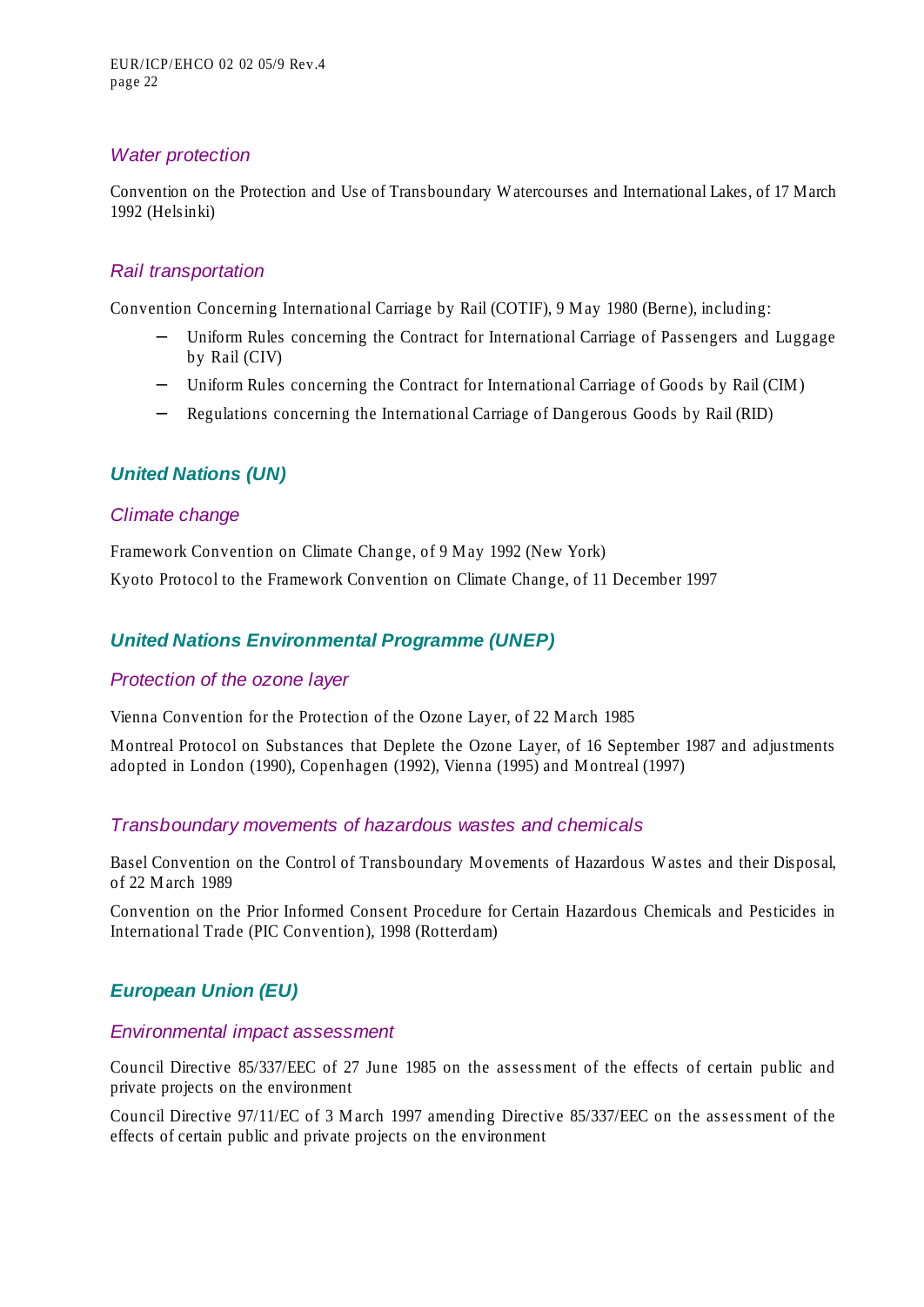### *Water protection*

Convention on the Protection and Use of Transboundary Watercourses and International Lakes, of 17 March 1992 (Helsinki)

### *Rail transportation*

Convention Concerning International Carriage by Rail (COTIF), 9 May 1980 (Berne), including:

- Uniform Rules concerning the Contract for International Carriage of Passengers and Luggage by Rail (CIV)
- Uniform Rules concerning the Contract for International Carriage of Goods by Rail (CIM)
- Regulations concerning the International Carriage of Dangerous Goods by Rail (RID)

## ***United Nations (UN)***

### *Climate change*

Framework Convention on Climate Change, of 9 May 1992 (New York)

Kyoto Protocol to the Framework Convention on Climate Change, of 11 December 1997

## ***United Nations Environmental Programme (UNEP)***

### *Protection of the ozone layer*

Vienna Convention for the Protection of the Ozone Layer, of 22 March 1985

Montreal Protocol on Substances that Deplete the Ozone Layer, of 16 September 1987 and adjustments adopted in London (1990), Copenhagen (1992), Vienna (1995) and Montreal (1997)

### *Transboundary movements of hazardous wastes and chemicals*

Basel Convention on the Control of Transboundary Movements of Hazardous Wastes and their Disposal, of 22 March 1989

Convention on the Prior Informed Consent Procedure for Certain Hazardous Chemicals and Pesticides in International Trade (PIC Convention), 1998 (Rotterdam)

## ***European Union (EU)***

### *Environmental impact assessment*

Council Directive 85/337/EEC of 27 June 1985 on the assessment of the effects of certain public and private projects on the environment

Council Directive 97/11/EC of 3 March 1997 amending Directive 85/337/EEC on the assessment of the effects of certain public and private projects on the environment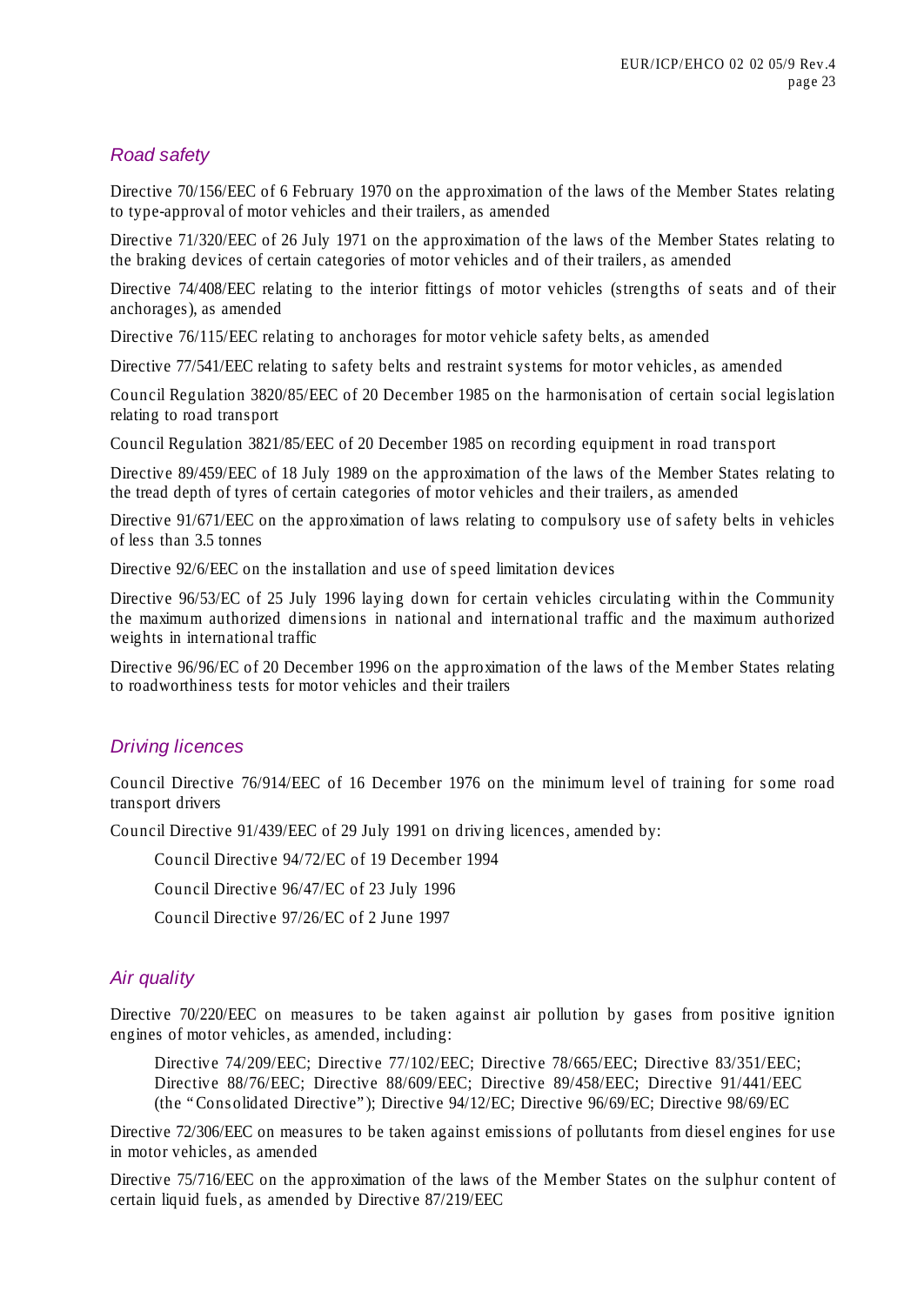### *Road safety*

Directive 70/156/EEC of 6 February 1970 on the approximation of the laws of the Member States relating to type-approval of motor vehicles and their trailers, as amended

Directive 71/320/EEC of 26 July 1971 on the approximation of the laws of the Member States relating to the braking devices of certain categories of motor vehicles and of their trailers, as amended

Directive 74/408/EEC relating to the interior fittings of motor vehicles (strengths of seats and of their anchorages), as amended

Directive 76/115/EEC relating to anchorages for motor vehicle safety belts, as amended

Directive 77/541/EEC relating to safety belts and restraint systems for motor vehicles, as amended

Council Regulation 3820/85/EEC of 20 December 1985 on the harmonisation of certain social legislation relating to road transport

Council Regulation 3821/85/EEC of 20 December 1985 on recording equipment in road transport

Directive 89/459/EEC of 18 July 1989 on the approximation of the laws of the Member States relating to the tread depth of tyres of certain categories of motor vehicles and their trailers, as amended

Directive 91/671/EEC on the approximation of laws relating to compulsory use of safety belts in vehicles of less than 3.5 tonnes

Directive 92/6/EEC on the installation and use of speed limitation devices

Directive 96/53/EC of 25 July 1996 laying down for certain vehicles circulating within the Community the maximum authorized dimensions in national and international traffic and the maximum authorized weights in international traffic

Directive 96/96/EC of 20 December 1996 on the approximation of the laws of the Member States relating to roadworthiness tests for motor vehicles and their trailers

### *Driving licences*

Council Directive 76/914/EEC of 16 December 1976 on the minimum level of training for some road transport drivers

Council Directive 91/439/EEC of 29 July 1991 on driving licences, amended by:

> Council Directive 94/72/EC of 19 December 1994
>
> Council Directive 96/47/EC of 23 July 1996
>
> Council Directive 97/26/EC of 2 June 1997

### *Air quality*

Directive 70/220/EEC on measures to be taken against air pollution by gases from positive ignition engines of motor vehicles, as amended, including:

> Directive 74/209/EEC; Directive 77/102/EEC; Directive 78/665/EEC; Directive 83/351/EEC; Directive 88/76/EEC; Directive 88/609/EEC; Directive 89/458/EEC; Directive 91/441/EEC (the "Consolidated Directive"); Directive 94/12/EC; Directive 96/69/EC; Directive 98/69/EC

Directive 72/306/EEC on measures to be taken against emissions of pollutants from diesel engines for use in motor vehicles, as amended

Directive 75/716/EEC on the approximation of the laws of the Member States on the sulphur content of certain liquid fuels, as amended by Directive 87/219/EEC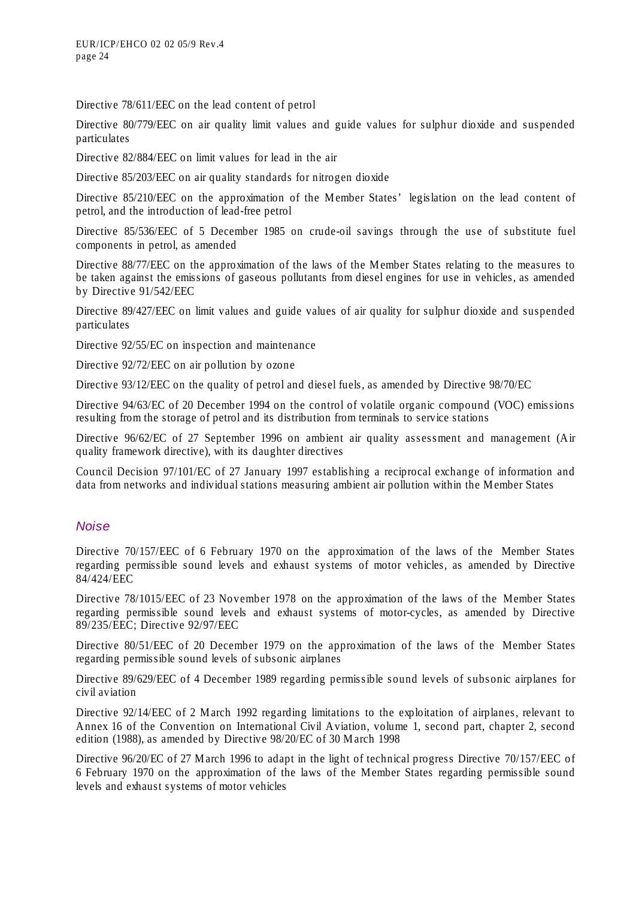Directive 78/611/EEC on the lead content of petrol

Directive 80/779/EEC on air quality limit values and guide values for sulphur dioxide and suspended particulates

Directive 82/884/EEC on limit values for lead in the air

Directive 85/203/EEC on air quality standards for nitrogen dioxide

Directive 85/210/EEC on the approximation of the Member States' legislation on the lead content of petrol, and the introduction of lead-free petrol

Directive 85/536/EEC of 5 December 1985 on crude-oil savings through the use of substitute fuel components in petrol, as amended

Directive 88/77/EEC on the approximation of the laws of the Member States relating to the measures to be taken against the emissions of gaseous pollutants from diesel engines for use in vehicles, as amended by Directive 91/542/EEC

Directive 89/427/EEC on limit values and guide values of air quality for sulphur dioxide and suspended particulates

Directive 92/55/EC on inspection and maintenance

Directive 92/72/EEC on air pollution by ozone

Directive 93/12/EEC on the quality of petrol and diesel fuels, as amended by Directive 98/70/EC

Directive 94/63/EC of 20 December 1994 on the control of volatile organic compound (VOC) emissions resulting from the storage of petrol and its distribution from terminals to service stations

Directive 96/62/EC of 27 September 1996 on ambient air quality assessment and management (Air quality framework directive), with its daughter directives

Council Decision 97/101/EC of 27 January 1997 establishing a reciprocal exchange of information and data from networks and individual stations measuring ambient air pollution within the Member States

### *Noise*

Directive 70/157/EEC of 6 February 1970 on the approximation of the laws of the Member States regarding permissible sound levels and exhaust systems of motor vehicles, as amended by Directive 84/424/EEC

Directive 78/1015/EEC of 23 November 1978 on the approximation of the laws of the Member States regarding permissible sound levels and exhaust systems of motor-cycles, as amended by Directive 89/235/EEC; Directive 92/97/EEC

Directive 80/51/EEC of 20 December 1979 on the approximation of the laws of the Member States regarding permissible sound levels of subsonic airplanes

Directive 89/629/EEC of 4 December 1989 regarding permissible sound levels of subsonic airplanes for civil aviation

Directive 92/14/EEC of 2 March 1992 regarding limitations to the exploitation of airplanes, relevant to Annex 16 of the Convention on International Civil Aviation, volume 1, second part, chapter 2, second edition (1988), as amended by Directive 98/20/EC of 30 March 1998

Directive 96/20/EC of 27 March 1996 to adapt in the light of technical progress Directive 70/157/EEC of 6 February 1970 on the approximation of the laws of the Member States regarding permissible sound levels and exhaust systems of motor vehicles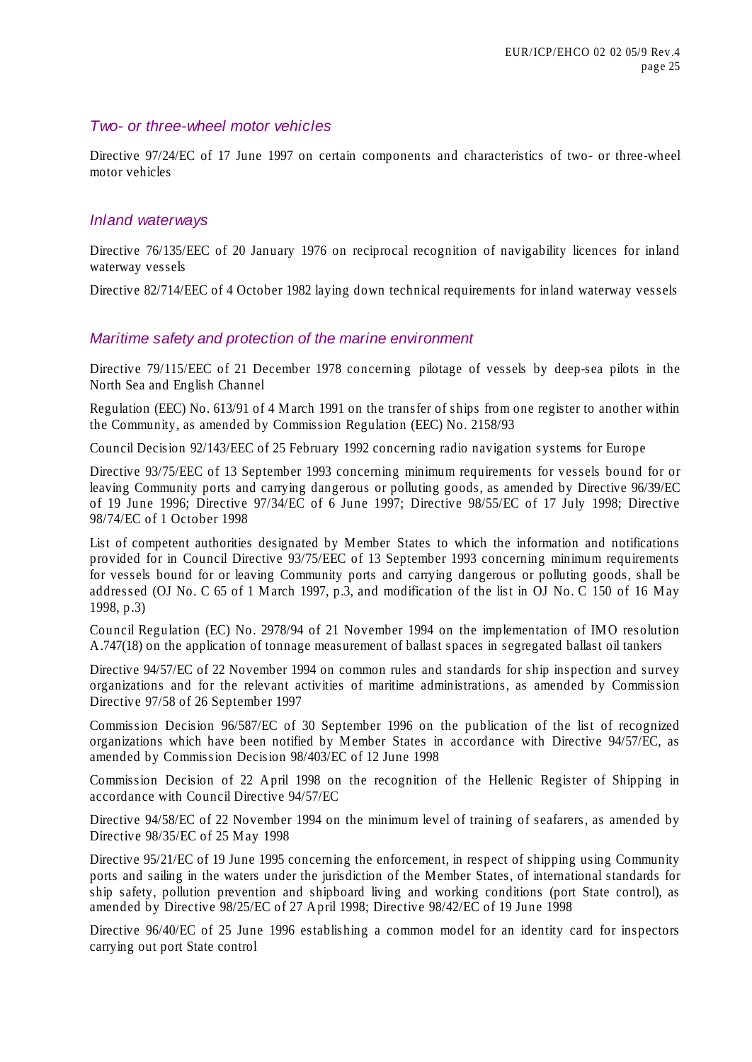### *Two- or three-wheel motor vehicles*

Directive 97/24/EC of 17 June 1997 on certain components and characteristics of two- or three-wheel motor vehicles

### *Inland waterways*

Directive 76/135/EEC of 20 January 1976 on reciprocal recognition of navigability licences for inland waterway vessels

Directive 82/714/EEC of 4 October 1982 laying down technical requirements for inland waterway vessels

### *Maritime safety and protection of the marine environment*

Directive 79/115/EEC of 21 December 1978 concerning pilotage of vessels by deep-sea pilots in the North Sea and English Channel

Regulation (EEC) No. 613/91 of 4 March 1991 on the transfer of ships from one register to another within the Community, as amended by Commission Regulation (EEC) No. 2158/93

Council Decision 92/143/EEC of 25 February 1992 concerning radio navigation systems for Europe

Directive 93/75/EEC of 13 September 1993 concerning minimum requirements for vessels bound for or leaving Community ports and carrying dangerous or polluting goods, as amended by Directive 96/39/EC of 19 June 1996; Directive 97/34/EC of 6 June 1997; Directive 98/55/EC of 17 July 1998; Directive 98/74/EC of 1 October 1998

List of competent authorities designated by Member States to which the information and notifications provided for in Council Directive 93/75/EEC of 13 September 1993 concerning minimum requirements for vessels bound for or leaving Community ports and carrying dangerous or polluting goods, shall be addressed (OJ No. C 65 of 1 March 1997, p.3, and modification of the list in OJ No. C 150 of 16 May 1998, p.3)

Council Regulation (EC) No. 2978/94 of 21 November 1994 on the implementation of IMO resolution A.747(18) on the application of tonnage measurement of ballast spaces in segregated ballast oil tankers

Directive 94/57/EC of 22 November 1994 on common rules and standards for ship inspection and survey organizations and for the relevant activities of maritime administrations, as amended by Commission Directive 97/58 of 26 September 1997

Commission Decision 96/587/EC of 30 September 1996 on the publication of the list of recognized organizations which have been notified by Member States in accordance with Directive 94/57/EC, as amended by Commission Decision 98/403/EC of 12 June 1998

Commission Decision of 22 April 1998 on the recognition of the Hellenic Register of Shipping in accordance with Council Directive 94/57/EC

Directive 94/58/EC of 22 November 1994 on the minimum level of training of seafarers, as amended by Directive 98/35/EC of 25 May 1998

Directive 95/21/EC of 19 June 1995 concerning the enforcement, in respect of shipping using Community ports and sailing in the waters under the jurisdiction of the Member States, of international standards for ship safety, pollution prevention and shipboard living and working conditions (port State control), as amended by Directive 98/25/EC of 27 April 1998; Directive 98/42/EC of 19 June 1998

Directive 96/40/EC of 25 June 1996 establishing a common model for an identity card for inspectors carrying out port State control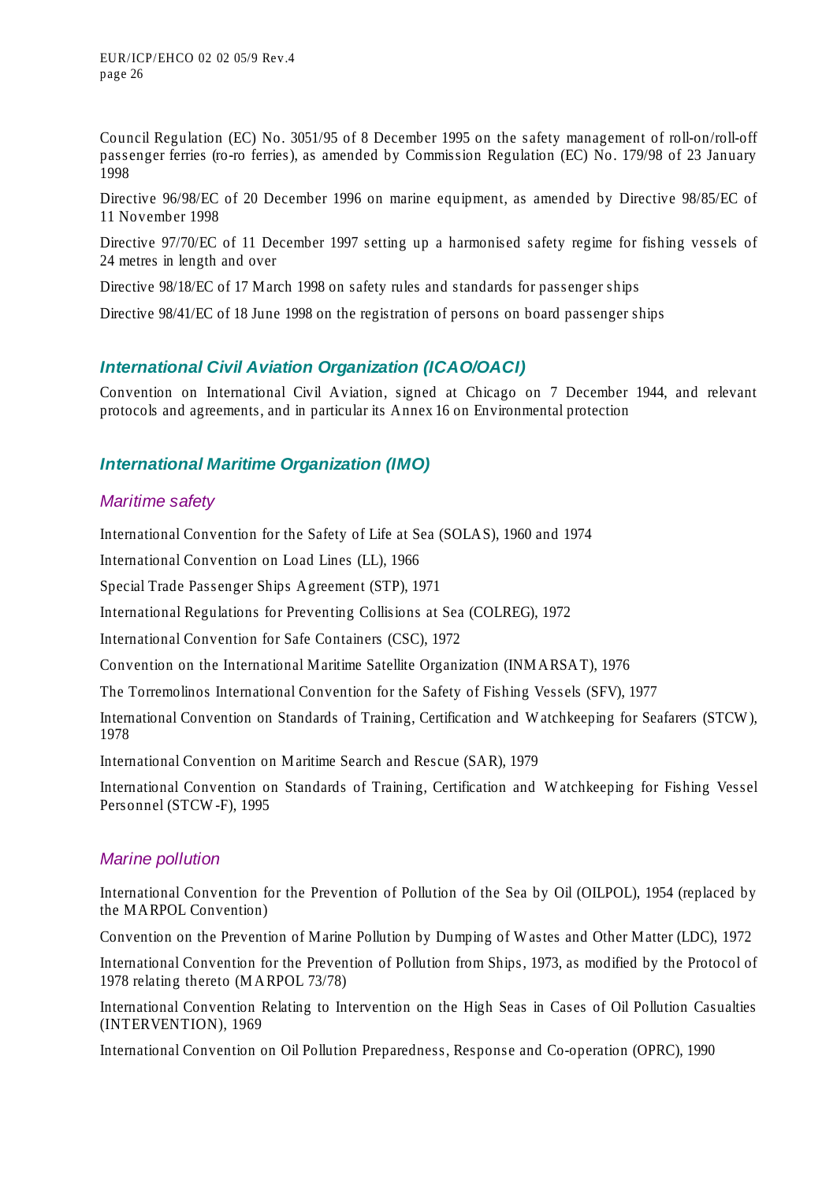Council Regulation (EC) No. 3051/95 of 8 December 1995 on the safety management of roll-on/roll-off passenger ferries (ro-ro ferries), as amended by Commission Regulation (EC) No. 179/98 of 23 January 1998

Directive 96/98/EC of 20 December 1996 on marine equipment, as amended by Directive 98/85/EC of 11 November 1998

Directive 97/70/EC of 11 December 1997 setting up a harmonised safety regime for fishing vessels of 24 metres in length and over

Directive 98/18/EC of 17 March 1998 on safety rules and standards for passenger ships

Directive 98/41/EC of 18 June 1998 on the registration of persons on board passenger ships

## International Civil Aviation Organization (ICAO/OACI)

Convention on International Civil Aviation, signed at Chicago on 7 December 1944, and relevant protocols and agreements, and in particular its Annex 16 on Environmental protection

## International Maritime Organization (IMO)

### Maritime safety

International Convention for the Safety of Life at Sea (SOLAS), 1960 and 1974

International Convention on Load Lines (LL), 1966

Special Trade Passenger Ships Agreement (STP), 1971

International Regulations for Preventing Collisions at Sea (COLREG), 1972

International Convention for Safe Containers (CSC), 1972

Convention on the International Maritime Satellite Organization (INMARSAT), 1976

The Torremolinos International Convention for the Safety of Fishing Vessels (SFV), 1977

International Convention on Standards of Training, Certification and Watchkeeping for Seafarers (STCW), 1978

International Convention on Maritime Search and Rescue (SAR), 1979

International Convention on Standards of Training, Certification and Watchkeeping for Fishing Vessel Personnel (STCW-F), 1995

### Marine pollution

International Convention for the Prevention of Pollution of the Sea by Oil (OILPOL), 1954 (replaced by the MARPOL Convention)

Convention on the Prevention of Marine Pollution by Dumping of Wastes and Other Matter (LDC), 1972

International Convention for the Prevention of Pollution from Ships, 1973, as modified by the Protocol of 1978 relating thereto (MARPOL 73/78)

International Convention Relating to Intervention on the High Seas in Cases of Oil Pollution Casualties (INTERVENTION), 1969

International Convention on Oil Pollution Preparedness, Response and Co-operation (OPRC), 1990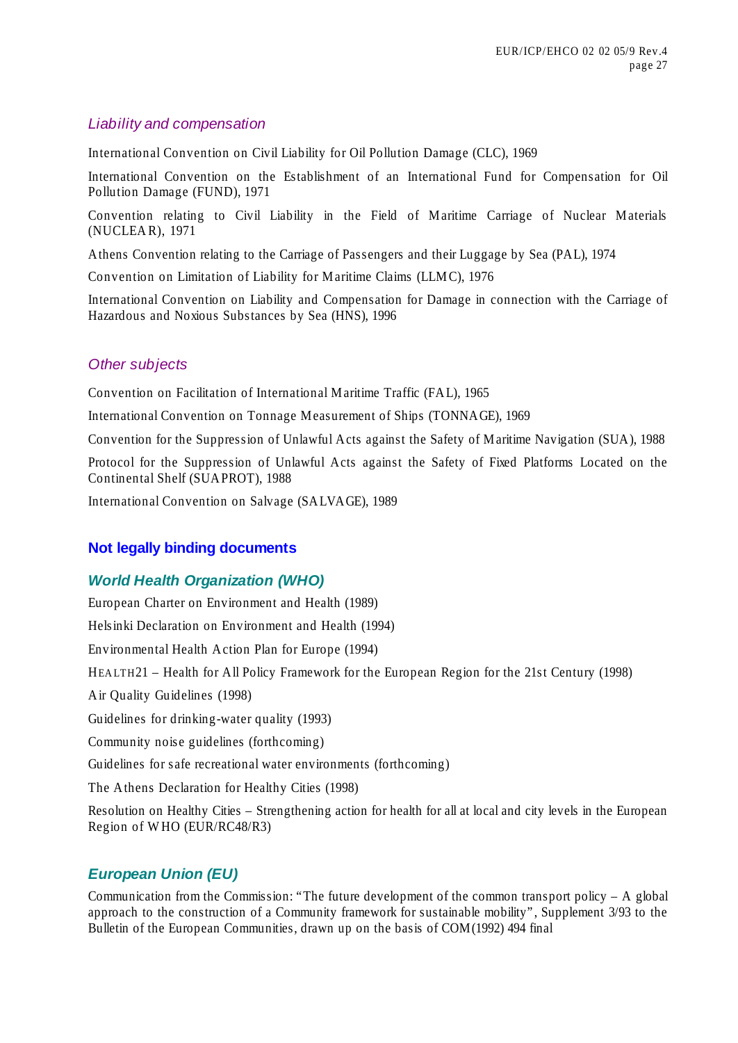### *Liability and compensation*

International Convention on Civil Liability for Oil Pollution Damage (CLC), 1969

International Convention on the Establishment of an International Fund for Compensation for Oil Pollution Damage (FUND), 1971

Convention relating to Civil Liability in the Field of Maritime Carriage of Nuclear Materials (NUCLEAR), 1971

Athens Convention relating to the Carriage of Passengers and their Luggage by Sea (PAL), 1974

Convention on Limitation of Liability for Maritime Claims (LLMC), 1976

International Convention on Liability and Compensation for Damage in connection with the Carriage of Hazardous and Noxious Substances by Sea (HNS), 1996

### *Other subjects*

Convention on Facilitation of International Maritime Traffic (FAL), 1965

International Convention on Tonnage Measurement of Ships (TONNAGE), 1969

Convention for the Suppression of Unlawful Acts against the Safety of Maritime Navigation (SUA), 1988

Protocol for the Suppression of Unlawful Acts against the Safety of Fixed Platforms Located on the Continental Shelf (SUAPROT), 1988

International Convention on Salvage (SALVAGE), 1989

## **Not legally binding documents**

### ***World Health Organization (WHO)***

European Charter on Environment and Health (1989)

Helsinki Declaration on Environment and Health (1994)

Environmental Health Action Plan for Europe (1994)

HEALTH21 – Health for All Policy Framework for the European Region for the 21st Century (1998)

Air Quality Guidelines (1998)

Guidelines for drinking-water quality (1993)

Community noise guidelines (forthcoming)

Guidelines for safe recreational water environments (forthcoming)

The Athens Declaration for Healthy Cities (1998)

Resolution on Healthy Cities – Strengthening action for health for all at local and city levels in the European Region of WHO (EUR/RC48/R3)

### ***European Union (EU)***

Communication from the Commission: "The future development of the common transport policy – A global approach to the construction of a Community framework for sustainable mobility", Supplement 3/93 to the Bulletin of the European Communities, drawn up on the basis of COM(1992) 494 final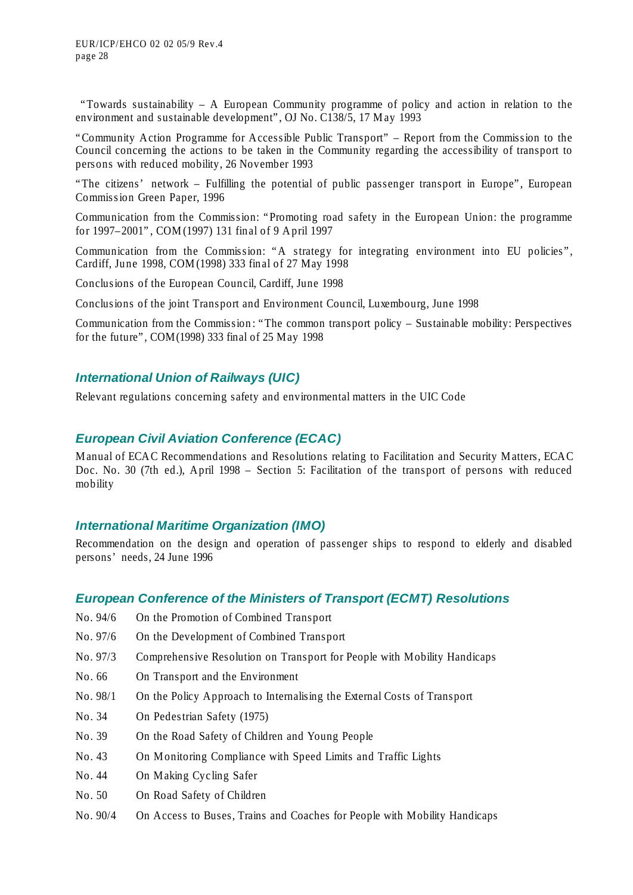"Towards sustainability – A European Community programme of policy and action in relation to the environment and sustainable development", OJ No. C138/5, 17 May 1993

"Community Action Programme for Accessible Public Transport" – Report from the Commission to the Council concerning the actions to be taken in the Community regarding the accessibility of transport to persons with reduced mobility, 26 November 1993

"The citizens' network – Fulfilling the potential of public passenger transport in Europe", European Commission Green Paper, 1996

Communication from the Commission: "Promoting road safety in the European Union: the programme for 1997–2001", COM(1997) 131 final of 9 April 1997

Communication from the Commission: "A strategy for integrating environment into EU policies", Cardiff, June 1998, COM(1998) 333 final of 27 May 1998

Conclusions of the European Council, Cardiff, June 1998

Conclusions of the joint Transport and Environment Council, Luxembourg, June 1998

Communication from the Commission: "The common transport policy – Sustainable mobility: Perspectives for the future", COM(1998) 333 final of 25 May 1998

### *International Union of Railways (UIC)*

Relevant regulations concerning safety and environmental matters in the UIC Code

### *European Civil Aviation Conference (ECAC)*

Manual of ECAC Recommendations and Resolutions relating to Facilitation and Security Matters, ECAC Doc. No. 30 (7th ed.), April 1998 – Section 5: Facilitation of the transport of persons with reduced mobility

### *International Maritime Organization (IMO)*

Recommendation on the design and operation of passenger ships to respond to elderly and disabled persons' needs, 24 June 1996

### *European Conference of the Ministers of Transport (ECMT) Resolutions*

| | |
|---|---|
| No. 94/6 | On the Promotion of Combined Transport |
| No. 97/6 | On the Development of Combined Transport |
| No. 97/3 | Comprehensive Resolution on Transport for People with Mobility Handicaps |
| No. 66 | On Transport and the Environment |
| No. 98/1 | On the Policy Approach to Internalising the External Costs of Transport |
| No. 34 | On Pedestrian Safety (1975) |
| No. 39 | On the Road Safety of Children and Young People |
| No. 43 | On Monitoring Compliance with Speed Limits and Traffic Lights |
| No. 44 | On Making Cycling Safer |
| No. 50 | On Road Safety of Children |
| No. 90/4 | On Access to Buses, Trains and Coaches for People with Mobility Handicaps |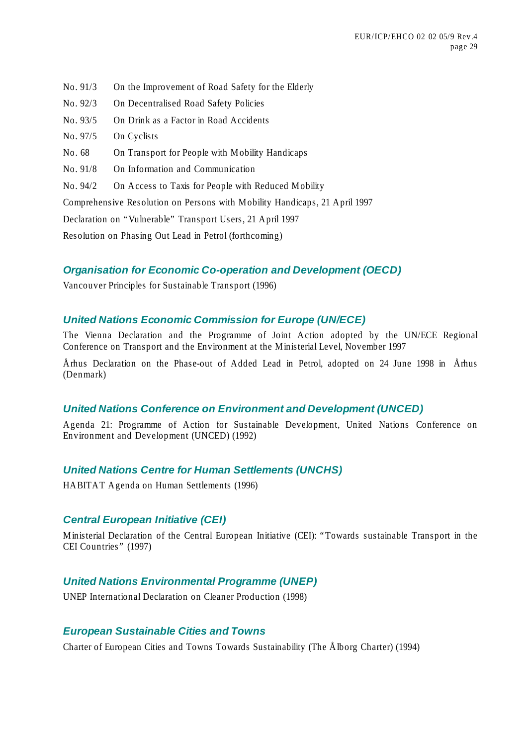No. 91/3 On the Improvement of Road Safety for the Elderly

No. 92/3 On Decentralised Road Safety Policies

No. 93/5 On Drink as a Factor in Road Accidents

No. 97/5 On Cyclists

No. 68 On Transport for People with Mobility Handicaps

No. 91/8 On Information and Communication

No. 94/2 On Access to Taxis for People with Reduced Mobility

Comprehensive Resolution on Persons with Mobility Handicaps, 21 April 1997

Declaration on "Vulnerable" Transport Users, 21 April 1997

Resolution on Phasing Out Lead in Petrol (forthcoming)

### *Organisation for Economic Co-operation and Development (OECD)*

Vancouver Principles for Sustainable Transport (1996)

### *United Nations Economic Commission for Europe (UN/ECE)*

The Vienna Declaration and the Programme of Joint Action adopted by the UN/ECE Regional Conference on Transport and the Environment at the Ministerial Level, November 1997

Århus Declaration on the Phase-out of Added Lead in Petrol, adopted on 24 June 1998 in Århus (Denmark)

### *United Nations Conference on Environment and Development (UNCED)*

Agenda 21: Programme of Action for Sustainable Development, United Nations Conference on Environment and Development (UNCED) (1992)

### *United Nations Centre for Human Settlements (UNCHS)*

HABITAT Agenda on Human Settlements (1996)

### *Central European Initiative (CEI)*

Ministerial Declaration of the Central European Initiative (CEI): "Towards sustainable Transport in the CEI Countries" (1997)

### *United Nations Environmental Programme (UNEP)*

UNEP International Declaration on Cleaner Production (1998)

### *European Sustainable Cities and Towns*

Charter of European Cities and Towns Towards Sustainability (The Ålborg Charter) (1994)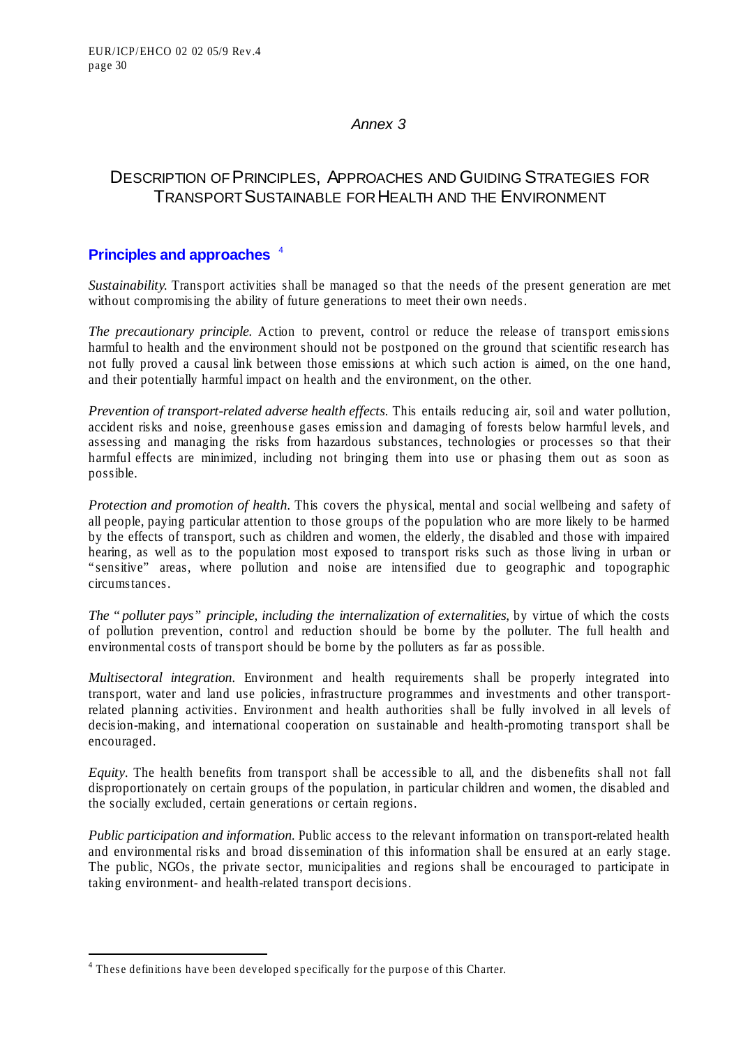*Annex 3*

# DESCRIPTION OF PRINCIPLES, APPROACHES AND GUIDING STRATEGIES FOR TRANSPORT SUSTAINABLE FOR HEALTH AND THE ENVIRONMENT

## Principles and approaches [4]

*Sustainability.* Transport activities shall be managed so that the needs of the present generation are met without compromising the ability of future generations to meet their own needs.

*The precautionary principle.* Action to prevent, control or reduce the release of transport emissions harmful to health and the environment should not be postponed on the ground that scientific research has not fully proved a causal link between those emissions at which such action is aimed, on the one hand, and their potentially harmful impact on health and the environment, on the other.

*Prevention of transport-related adverse health effects.* This entails reducing air, soil and water pollution, accident risks and noise, greenhouse gases emission and damaging of forests below harmful levels, and assessing and managing the risks from hazardous substances, technologies or processes so that their harmful effects are minimized, including not bringing them into use or phasing them out as soon as possible.

*Protection and promotion of health.* This covers the physical, mental and social wellbeing and safety of all people, paying particular attention to those groups of the population who are more likely to be harmed by the effects of transport, such as children and women, the elderly, the disabled and those with impaired hearing, as well as to the population most exposed to transport risks such as those living in urban or "sensitive" areas, where pollution and noise are intensified due to geographic and topographic circumstances.

*The "polluter pays" principle, including the internalization of externalities,* by virtue of which the costs of pollution prevention, control and reduction should be borne by the polluter. The full health and environmental costs of transport should be borne by the polluters as far as possible.

*Multisectoral integration.* Environment and health requirements shall be properly integrated into transport, water and land use policies, infrastructure programmes and investments and other transport-related planning activities. Environment and health authorities shall be fully involved in all levels of decision-making, and international cooperation on sustainable and health-promoting transport shall be encouraged.

*Equity.* The health benefits from transport shall be accessible to all, and the disbenefits shall not fall disproportionately on certain groups of the population, in particular children and women, the disabled and the socially excluded, certain generations or certain regions.

*Public participation and information.* Public access to the relevant information on transport-related health and environmental risks and broad dissemination of this information shall be ensured at an early stage. The public, NGOs, the private sector, municipalities and regions shall be encouraged to participate in taking environment- and health-related transport decisions.

---

[4] These definitions have been developed specifically for the purpose of this Charter.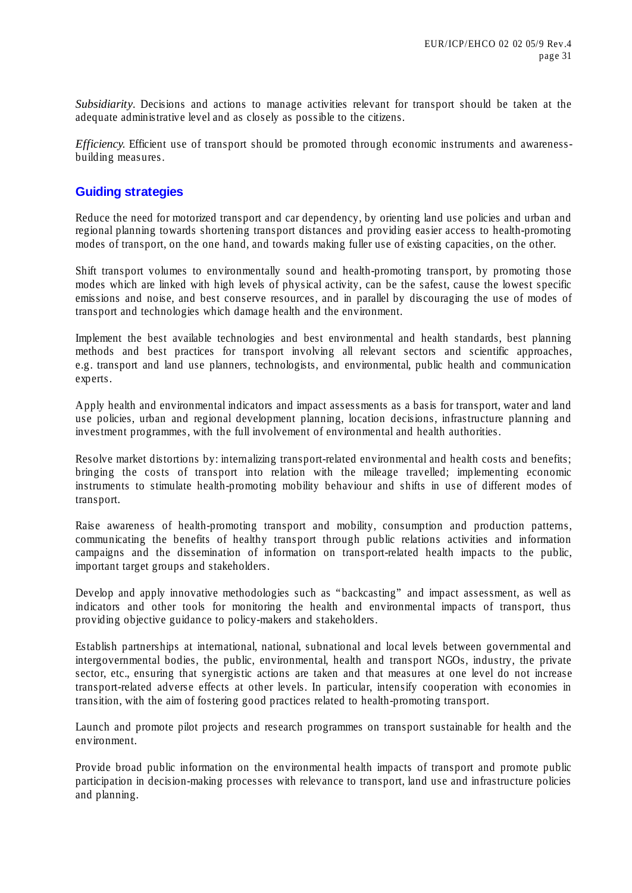*Subsidiarity.* Decisions and actions to manage activities relevant for transport should be taken at the adequate administrative level and as closely as possible to the citizens.

*Efficiency.* Efficient use of transport should be promoted through economic instruments and awareness-building measures.

## Guiding strategies

Reduce the need for motorized transport and car dependency, by orienting land use policies and urban and regional planning towards shortening transport distances and providing easier access to health-promoting modes of transport, on the one hand, and towards making fuller use of existing capacities, on the other.

Shift transport volumes to environmentally sound and health-promoting transport, by promoting those modes which are linked with high levels of physical activity, can be the safest, cause the lowest specific emissions and noise, and best conserve resources, and in parallel by discouraging the use of modes of transport and technologies which damage health and the environment.

Implement the best available technologies and best environmental and health standards, best planning methods and best practices for transport involving all relevant sectors and scientific approaches, e.g. transport and land use planners, technologists, and environmental, public health and communication experts.

Apply health and environmental indicators and impact assessments as a basis for transport, water and land use policies, urban and regional development planning, location decisions, infrastructure planning and investment programmes, with the full involvement of environmental and health authorities.

Resolve market distortions by: internalizing transport-related environmental and health costs and benefits; bringing the costs of transport into relation with the mileage travelled; implementing economic instruments to stimulate health-promoting mobility behaviour and shifts in use of different modes of transport.

Raise awareness of health-promoting transport and mobility, consumption and production patterns, communicating the benefits of healthy transport through public relations activities and information campaigns and the dissemination of information on transport-related health impacts to the public, important target groups and stakeholders.

Develop and apply innovative methodologies such as "backcasting" and impact assessment, as well as indicators and other tools for monitoring the health and environmental impacts of transport, thus providing objective guidance to policy-makers and stakeholders.

Establish partnerships at international, national, subnational and local levels between governmental and intergovernmental bodies, the public, environmental, health and transport NGOs, industry, the private sector, etc., ensuring that synergistic actions are taken and that measures at one level do not increase transport-related adverse effects at other levels. In particular, intensify cooperation with economies in transition, with the aim of fostering good practices related to health-promoting transport.

Launch and promote pilot projects and research programmes on transport sustainable for health and the environment.

Provide broad public information on the environmental health impacts of transport and promote public participation in decision-making processes with relevance to transport, land use and infrastructure policies and planning.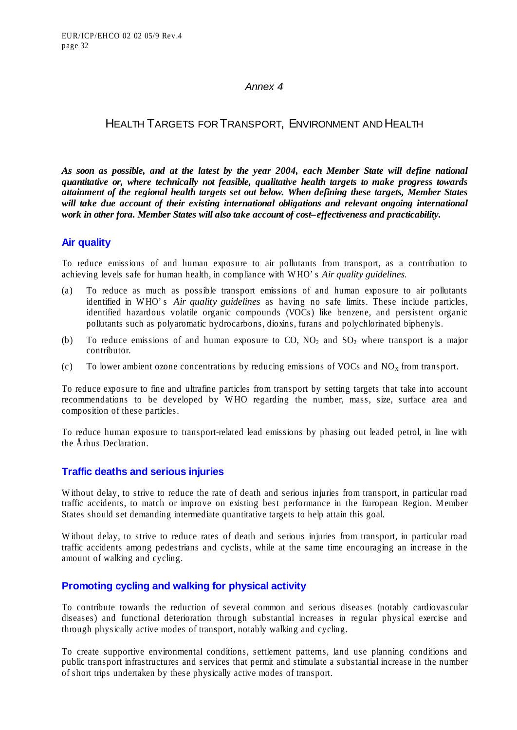*Annex 4*

# HEALTH TARGETS FOR TRANSPORT, ENVIRONMENT AND HEALTH

***As soon as possible, and at the latest by the year 2004, each Member State will define national quantitative or, where technically not feasible, qualitative health targets to make progress towards attainment of the regional health targets set out below. When defining these targets, Member States will take due account of their existing international obligations and relevant ongoing international work in other fora. Member States will also take account of cost–effectiveness and practicability.***

## Air quality

To reduce emissions of and human exposure to air pollutants from transport, as a contribution to achieving levels safe for human health, in compliance with WHO's *Air quality guidelines*.

(a) To reduce as much as possible transport emissions of and human exposure to air pollutants identified in WHO's *Air quality guidelines* as having no safe limits. These include particles, identified hazardous volatile organic compounds (VOCs) like benzene, and persistent organic pollutants such as polyaromatic hydrocarbons, dioxins, furans and polychlorinated biphenyls.

(b) To reduce emissions of and human exposure to CO, $NO_2$ and $SO_2$ where transport is a major contributor.

(c) To lower ambient ozone concentrations by reducing emissions of VOCs and $NO_X$ from transport.

To reduce exposure to fine and ultrafine particles from transport by setting targets that take into account recommendations to be developed by WHO regarding the number, mass, size, surface area and composition of these particles.

To reduce human exposure to transport-related lead emissions by phasing out leaded petrol, in line with the Århus Declaration.

## Traffic deaths and serious injuries

Without delay, to strive to reduce the rate of death and serious injuries from transport, in particular road traffic accidents, to match or improve on existing best performance in the European Region. Member States should set demanding intermediate quantitative targets to help attain this goal.

Without delay, to strive to reduce rates of death and serious injuries from transport, in particular road traffic accidents among pedestrians and cyclists, while at the same time encouraging an increase in the amount of walking and cycling.

## Promoting cycling and walking for physical activity

To contribute towards the reduction of several common and serious diseases (notably cardiovascular diseases) and functional deterioration through substantial increases in regular physical exercise and through physically active modes of transport, notably walking and cycling.

To create supportive environmental conditions, settlement patterns, land use planning conditions and public transport infrastructures and services that permit and stimulate a substantial increase in the number of short trips undertaken by these physically active modes of transport.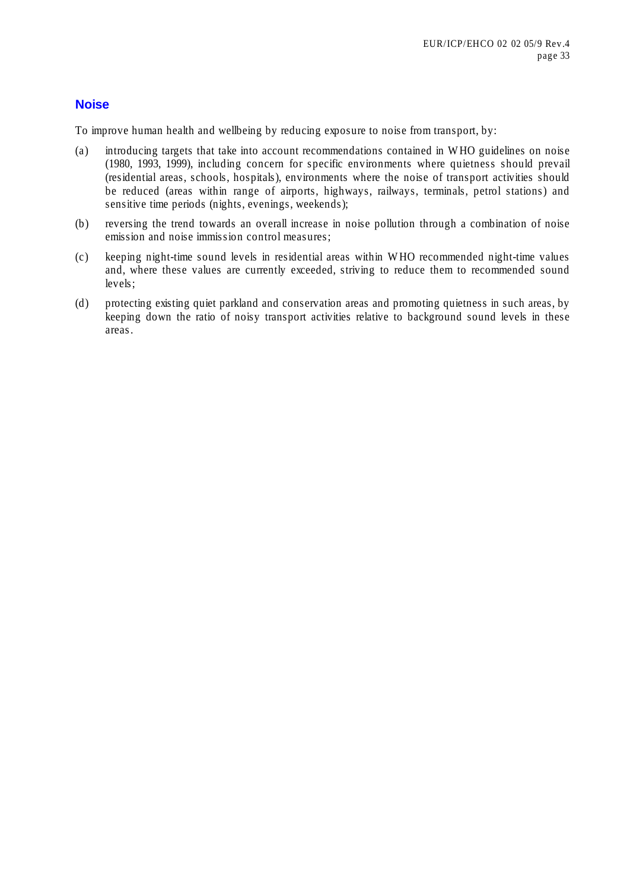## Noise

To improve human health and wellbeing by reducing exposure to noise from transport, by:

(a) introducing targets that take into account recommendations contained in WHO guidelines on noise (1980, 1993, 1999), including concern for specific environments where quietness should prevail (residential areas, schools, hospitals), environments where the noise of transport activities should be reduced (areas within range of airports, highways, railways, terminals, petrol stations) and sensitive time periods (nights, evenings, weekends);

(b) reversing the trend towards an overall increase in noise pollution through a combination of noise emission and noise immission control measures;

(c) keeping night-time sound levels in residential areas within WHO recommended night-time values and, where these values are currently exceeded, striving to reduce them to recommended sound levels;

(d) protecting existing quiet parkland and conservation areas and promoting quietness in such areas, by keeping down the ratio of noisy transport activities relative to background sound levels in these areas.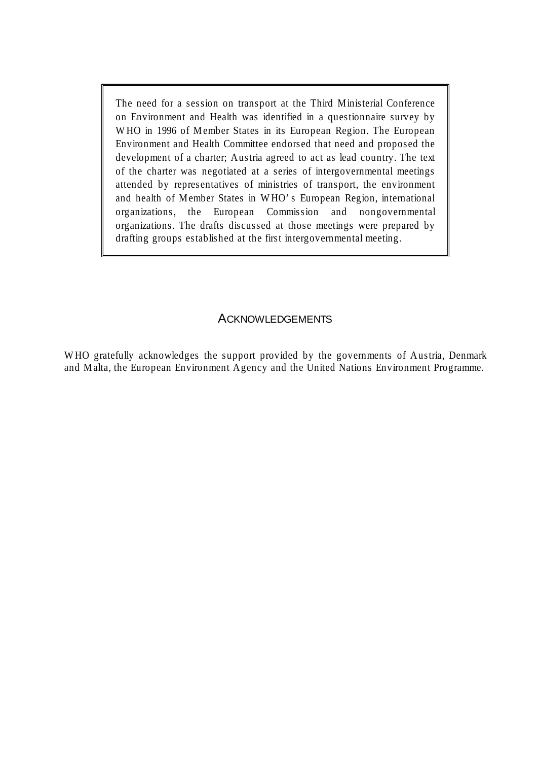The need for a session on transport at the Third Ministerial Conference on Environment and Health was identified in a questionnaire survey by WHO in 1996 of Member States in its European Region. The European Environment and Health Committee endorsed that need and proposed the development of a charter; Austria agreed to act as lead country. The text of the charter was negotiated at a series of intergovernmental meetings attended by representatives of ministries of transport, the environment and health of Member States in WHO's European Region, international organizations, the European Commission and nongovernmental organizations. The drafts discussed at those meetings were prepared by drafting groups established at the first intergovernmental meeting.

## ACKNOWLEDGEMENTS

WHO gratefully acknowledges the support provided by the governments of Austria, Denmark and Malta, the European Environment Agency and the United Nations Environment Programme.